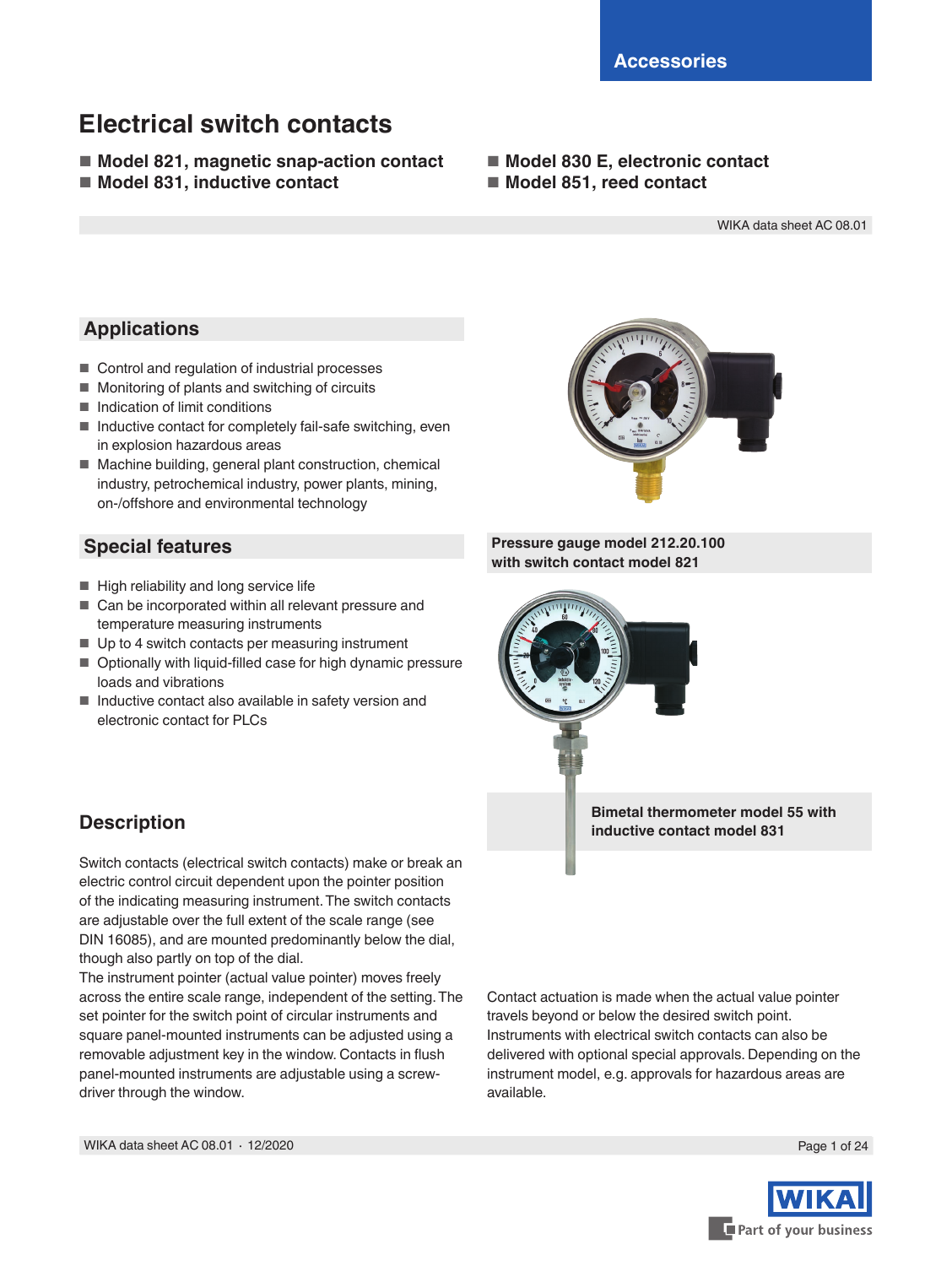Accessories

# Electrical switch contacts

- **Model 821, magnetic snap-action contact**
- **Model 831, inductive contact**
- **Model 830 E, electronic contact**
- **Model 851, reed contact**

WIKA data sheet AC 08.01

## Applications

- Control and regulation of industrial processes
- Monitoring of plants and switching of circuits
- Indication of limit conditions
- Inductive contact for completely fail-safe switching, even in explosion hazardous areas
- Machine building, general plant construction, chemical industry, petrochemical industry, power plants, mining, on-/offshore and environmental technology

## Special features

- High reliability and long service life
- Can be incorporated within all relevant pressure and temperature measuring instruments
- Up to 4 switch contacts per measuring instrument
- Optionally with liquid-filled case for high dynamic pressure loads and vibrations
- Inductive contact also available in safety version and electronic contact for PLCs

**Pressure gauge model 212.20.100 with switch contact model 821**

**Bimetal thermometer model 55 with inductive contact model 831**

## Description

Switch contacts (electrical switch contacts) make or break an electric control circuit dependent upon the pointer position of the indicating measuring instrument. The switch contacts are adjustable over the full extent of the scale range (see DIN 16085), and are mounted predominantly below the dial, though also partly on top of the dial.

The instrument pointer (actual value pointer) moves freely across the entire scale range, independent of the setting. The set pointer for the switch point of circular instruments and square panel-mounted instruments can be adjusted using a removable adjustment key in the window. Contacts in flush panel-mounted instruments are adjustable using a screw-driver through the window.

Contact actuation is made when the actual value pointer travels beyond or below the desired switch point.

Instruments with electrical switch contacts can also be delivered with optional special approvals. Depending on the instrument model, e.g. approvals for hazardous areas are available.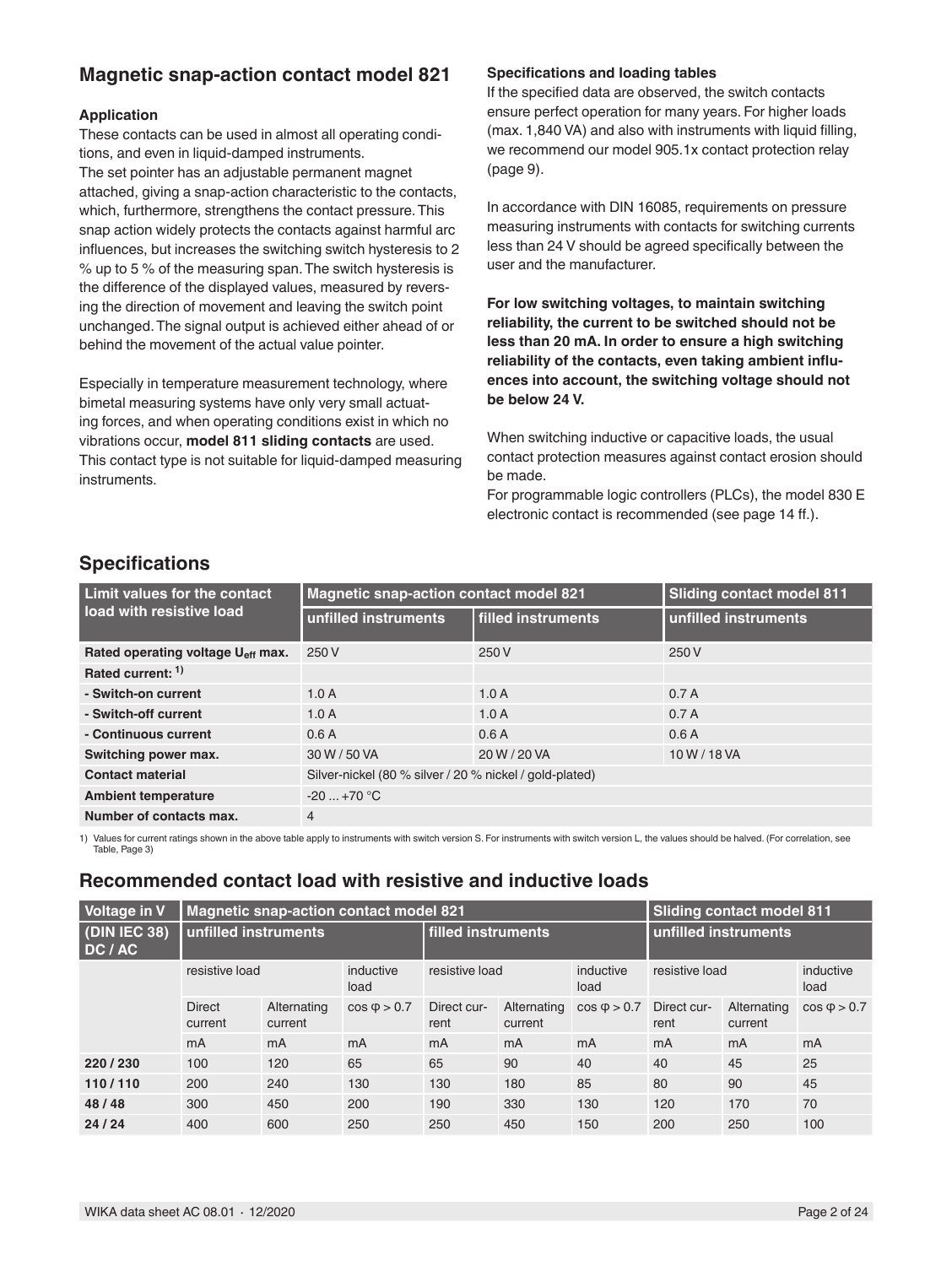## Magnetic snap-action contact model 821

### Application

These contacts can be used in almost all operating conditions, and even in liquid-damped instruments.
The set pointer has an adjustable permanent magnet attached, giving a snap-action characteristic to the contacts, which, furthermore, strengthens the contact pressure. This snap action widely protects the contacts against harmful arc influences, but increases the switching switch hysteresis to 2 % up to 5 % of the measuring span. The switch hysteresis is the difference of the displayed values, measured by reversing the direction of movement and leaving the switch point unchanged. The signal output is achieved either ahead of or behind the movement of the actual value pointer.

Especially in temperature measurement technology, where bimetal measuring systems have only very small actuating forces, and when operating conditions exist in which no vibrations occur, **model 811 sliding contacts** are used. This contact type is not suitable for liquid-damped measuring instruments.

### Specifications and loading tables

If the specified data are observed, the switch contacts ensure perfect operation for many years. For higher loads (max. 1,840 VA) and also with instruments with liquid filling, we recommend our model 905.1x contact protection relay (page 9).

In accordance with DIN 16085, requirements on pressure measuring instruments with contacts for switching currents less than 24 V should be agreed specifically between the user and the manufacturer.

**For low switching voltages, to maintain switching reliability, the current to be switched should not be less than 20 mA. In order to ensure a high switching reliability of the contacts, even taking ambient influences into account, the switching voltage should not be below 24 V.**

When switching inductive or capacitive loads, the usual contact protection measures against contact erosion should be made.
For programmable logic controllers (PLCs), the model 830 E electronic contact is recommended (see page 14 ff.).

## Specifications

| Limit values for the contact load with resistive load | Magnetic snap-action contact model 821 | | Sliding contact model 811 |
|---|---|---|---|
| | unfilled instruments | filled instruments | unfilled instruments |
| **Rated operating voltage $U_{eff}$ max.** | 250 V | 250 V | 250 V |
| **Rated current: [1]** | | | |
| **- Switch-on current** | 1.0 A | 1.0 A | 0.7 A |
| **- Switch-off current** | 1.0 A | 1.0 A | 0.7 A |
| **- Continuous current** | 0.6 A | 0.6 A | 0.6 A |
| **Switching power max.** | 30 W / 50 VA | 20 W / 20 VA | 10 W / 18 VA |
| **Contact material** | Silver-nickel (80 % silver / 20 % nickel / gold-plated) | | |
| **Ambient temperature** | -20 ... +70 °C | | |
| **Number of contacts max.** | 4 | | |

1) Values for current ratings shown in the above table apply to instruments with switch version S. For instruments with switch version L, the values should be halved. (For correlation, see Table, Page 3)

## Recommended contact load with resistive and inductive loads

| Voltage in V | Magnetic snap-action contact model 821 | | | | | | Sliding contact model 811 | | |
|---|---|---|---|---|---|---|---|---|---|
| (DIN IEC 38) DC / AC | unfilled instruments | | | filled instruments | | | unfilled instruments | | |
| | resistive load | | inductive load | resistive load | | inductive load | resistive load | | inductive load |
| | Direct current | Alternating current | cos φ > 0.7 | Direct current | Alternating current | cos φ > 0.7 | Direct current | Alternating current | cos φ > 0.7 |
| | mA | mA | mA | mA | mA | mA | mA | mA | mA |
| **220 / 230** | 100 | 120 | 65 | 65 | 90 | 40 | 40 | 45 | 25 |
| **110 / 110** | 200 | 240 | 130 | 130 | 180 | 85 | 80 | 90 | 45 |
| **48 / 48** | 300 | 450 | 200 | 190 | 330 | 130 | 120 | 170 | 70 |
| **24 / 24** | 400 | 600 | 250 | 250 | 450 | 150 | 200 | 250 | 100 |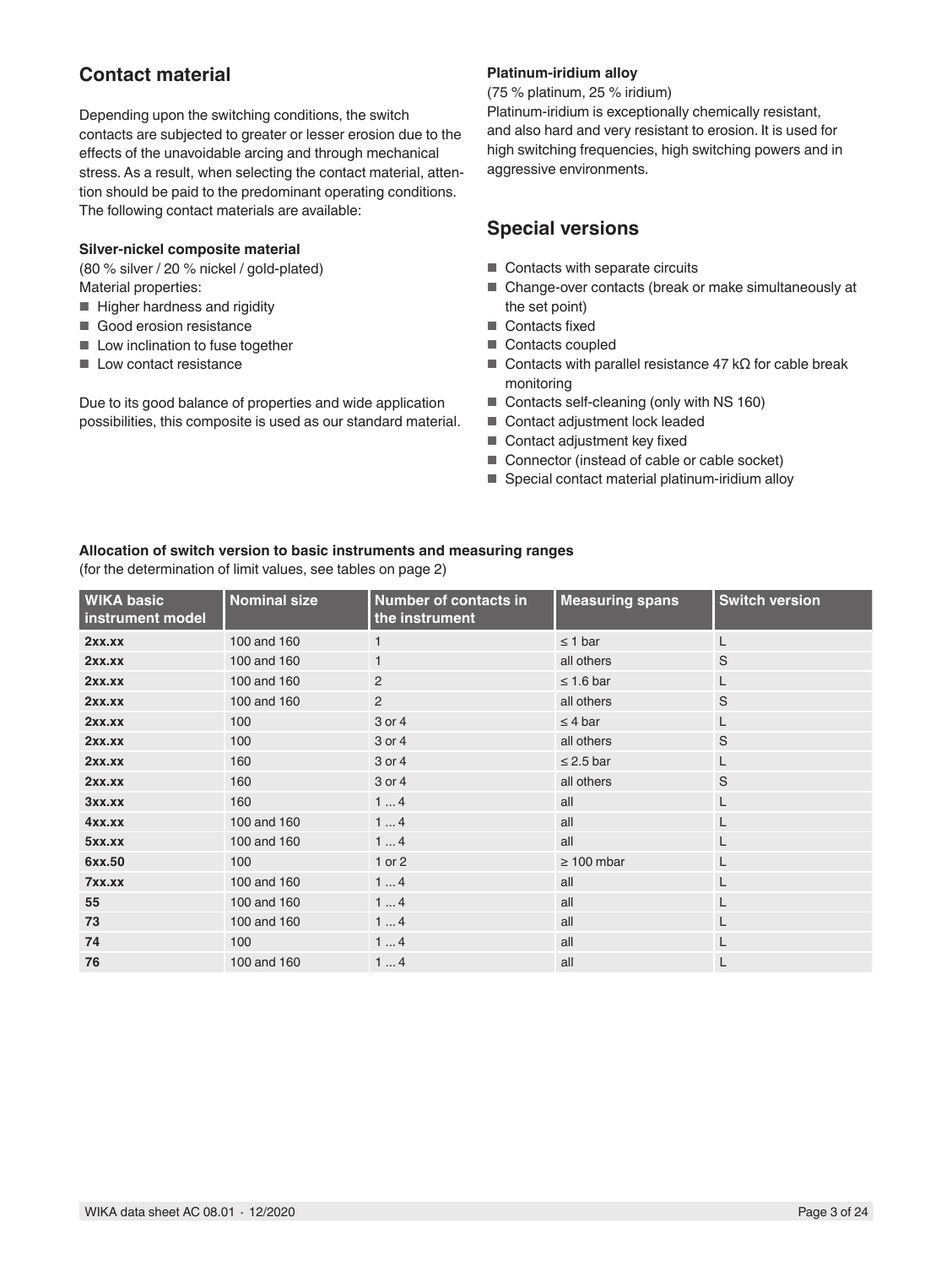## Contact material

Depending upon the switching conditions, the switch contacts are subjected to greater or lesser erosion due to the effects of the unavoidable arcing and through mechanical stress. As a result, when selecting the contact material, attention should be paid to the predominant operating conditions. The following contact materials are available:

**Silver-nickel composite material**

(80 % silver / 20 % nickel / gold-plated)

Material properties:

- Higher hardness and rigidity
- Good erosion resistance
- Low inclination to fuse together
- Low contact resistance

Due to its good balance of properties and wide application possibilities, this composite is used as our standard material.

**Platinum-iridium alloy**

(75 % platinum, 25 % iridium)

Platinum-iridium is exceptionally chemically resistant, and also hard and very resistant to erosion. It is used for high switching frequencies, high switching powers and in aggressive environments.

## Special versions

- Contacts with separate circuits
- Change-over contacts (break or make simultaneously at the set point)
- Contacts fixed
- Contacts coupled
- Contacts with parallel resistance 47 kΩ for cable break monitoring
- Contacts self-cleaning (only with NS 160)
- Contact adjustment lock leaded
- Contact adjustment key fixed
- Connector (instead of cable or cable socket)
- Special contact material platinum-iridium alloy

**Allocation of switch version to basic instruments and measuring ranges**

(for the determination of limit values, see tables on page 2)

| WIKA basic instrument model | Nominal size | Number of contacts in the instrument | Measuring spans | Switch version |
|---|---|---|---|---|
| **2xx.xx** | 100 and 160 | 1 | ≤ 1 bar | L |
| **2xx.xx** | 100 and 160 | 1 | all others | S |
| **2xx.xx** | 100 and 160 | 2 | ≤ 1.6 bar | L |
| **2xx.xx** | 100 and 160 | 2 | all others | S |
| **2xx.xx** | 100 | 3 or 4 | ≤ 4 bar | L |
| **2xx.xx** | 100 | 3 or 4 | all others | S |
| **2xx.xx** | 160 | 3 or 4 | ≤ 2.5 bar | L |
| **2xx.xx** | 160 | 3 or 4 | all others | S |
| **3xx.xx** | 160 | 1 ... 4 | all | L |
| **4xx.xx** | 100 and 160 | 1 ... 4 | all | L |
| **5xx.xx** | 100 and 160 | 1 ... 4 | all | L |
| **6xx.50** | 100 | 1 or 2 | ≥ 100 mbar | L |
| **7xx.xx** | 100 and 160 | 1 ... 4 | all | L |
| **55** | 100 and 160 | 1 ... 4 | all | L |
| **73** | 100 and 160 | 1 ... 4 | all | L |
| **74** | 100 | 1 ... 4 | all | L |
| **76** | 100 and 160 | 1 ... 4 | all | L |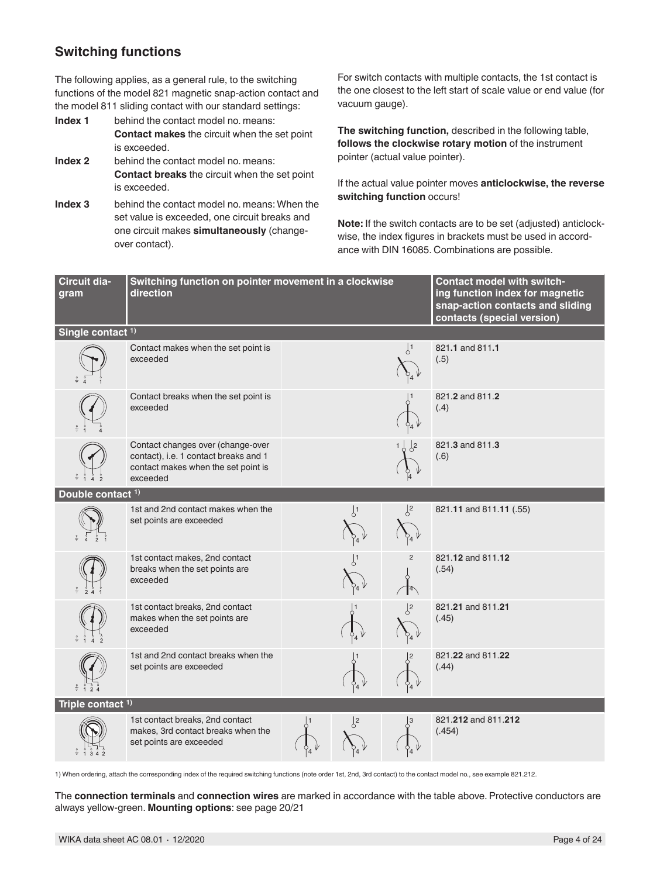## Switching functions

The following applies, as a general rule, to the switching functions of the model 821 magnetic snap-action contact and the model 811 sliding contact with our standard settings:

**Index 1** behind the contact model no. means: **Contact makes** the circuit when the set point is exceeded.

**Index 2** behind the contact model no. means: **Contact breaks** the circuit when the set point is exceeded.

**Index 3** behind the contact model no. means: When the set value is exceeded, one circuit breaks and one circuit makes **simultaneously** (change-over contact).

For switch contacts with multiple contacts, the 1st contact is the one closest to the left start of scale value or end value (for vacuum gauge).

**The switching function,** described in the following table, **follows the clockwise rotary motion** of the instrument pointer (actual value pointer).

If the actual value pointer moves **anticlockwise, the reverse switching function** occurs!

**Note:** If the switch contacts are to be set (adjusted) anticlockwise, the index figures in brackets must be used in accordance with DIN 16085. Combinations are possible.

| Circuit diagram | Switching function on pointer movement in a clockwise direction | Contact model with switching function index for magnetic snap-action contacts and sliding contacts (special version) |
|---|---|---|
| **Single contact 1)** | | |
| | Contact makes when the set point is exceeded | 821.**1** and 811.**1** (.5) |
| | Contact breaks when the set point is exceeded | 821.**2** and 811.**2** (.4) |
| | Contact changes over (change-over contact), i.e. 1 contact breaks and 1 contact makes when the set point is exceeded | 821.**3** and 811.**3** (.6) |
| **Double contact 1)** | | |
| | 1st and 2nd contact makes when the set points are exceeded | 821.**11** and 811.**11** (.55) |
| | 1st contact makes, 2nd contact breaks when the set points are exceeded | 821.**12** and 811.**12** (.54) |
| | 1st contact breaks, 2nd contact makes when the set points are exceeded | 821.**21** and 811.**21** (.45) |
| | 1st and 2nd contact breaks when the set points are exceeded | 821.**22** and 811.**22** (.44) |
| **Triple contact 1)** | | |
| | 1st contact breaks, 2nd contact makes, 3rd contact breaks when the set points are exceeded | 821.**212** and 811.**212** (.454) |

1) When ordering, attach the corresponding index of the required switching functions (note order 1st, 2nd, 3rd contact) to the contact model no., see example 821.212.

The **connection terminals** and **connection wires** are marked in accordance with the table above. Protective conductors are always yellow-green. **Mounting options**: see page 20/21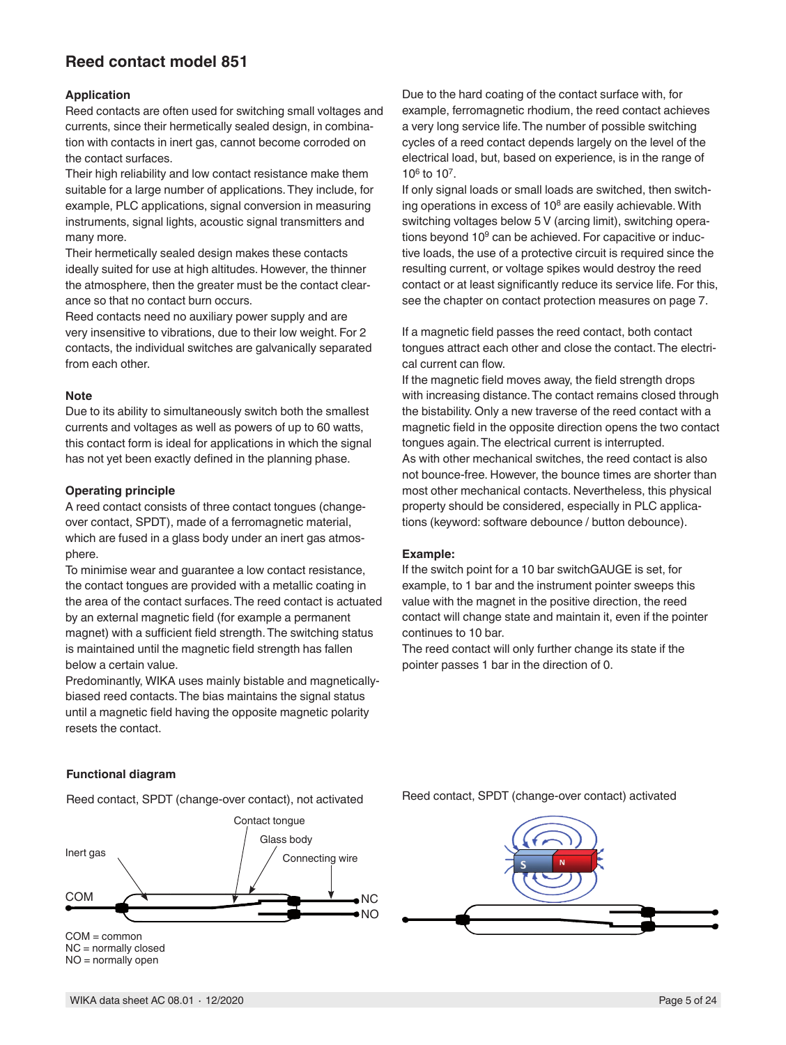## Reed contact model 851

### Application

Reed contacts are often used for switching small voltages and currents, since their hermetically sealed design, in combination with contacts in inert gas, cannot become corroded on the contact surfaces.

Their high reliability and low contact resistance make them suitable for a large number of applications. They include, for example, PLC applications, signal conversion in measuring instruments, signal lights, acoustic signal transmitters and many more.

Their hermetically sealed design makes these contacts ideally suited for use at high altitudes. However, the thinner the atmosphere, then the greater must be the contact clearance so that no contact burn occurs.

Reed contacts need no auxiliary power supply and are very insensitive to vibrations, due to their low weight. For 2 contacts, the individual switches are galvanically separated from each other.

### Note

Due to its ability to simultaneously switch both the smallest currents and voltages as well as powers of up to 60 watts, this contact form is ideal for applications in which the signal has not yet been exactly defined in the planning phase.

### Operating principle

A reed contact consists of three contact tongues (change-over contact, SPDT), made of a ferromagnetic material, which are fused in a glass body under an inert gas atmosphere.

To minimise wear and guarantee a low contact resistance, the contact tongues are provided with a metallic coating in the area of the contact surfaces. The reed contact is actuated by an external magnetic field (for example a permanent magnet) with a sufficient field strength. The switching status is maintained until the magnetic field strength has fallen below a certain value.

Predominantly, WIKA uses mainly bistable and magnetically-biased reed contacts. The bias maintains the signal status until a magnetic field having the opposite magnetic polarity resets the contact.

Due to the hard coating of the contact surface with, for example, ferromagnetic rhodium, the reed contact achieves a very long service life. The number of possible switching cycles of a reed contact depends largely on the level of the electrical load, but, based on experience, is in the range of $10^6$ to $10^7$.

If only signal loads or small loads are switched, then switching operations in excess of $10^8$ are easily achievable. With switching voltages below 5 V (arcing limit), switching operations beyond $10^9$ can be achieved. For capacitive or inductive loads, the use of a protective circuit is required since the resulting current, or voltage spikes would destroy the reed contact or at least significantly reduce its service life. For this, see the chapter on contact protection measures on page 7.

If a magnetic field passes the reed contact, both contact tongues attract each other and close the contact. The electrical current can flow.

If the magnetic field moves away, the field strength drops with increasing distance. The contact remains closed through the bistability. Only a new traverse of the reed contact with a magnetic field in the opposite direction opens the two contact tongues again. The electrical current is interrupted.

As with other mechanical switches, the reed contact is also not bounce-free. However, the bounce times are shorter than most other mechanical contacts. Nevertheless, this physical property should be considered, especially in PLC applications (keyword: software debounce / button debounce).

### Example:

If the switch point for a 10 bar switchGAUGE is set, for example, to 1 bar and the instrument pointer sweeps this value with the magnet in the positive direction, the reed contact will change state and maintain it, even if the pointer continues to 10 bar.

The reed contact will only further change its state if the pointer passes 1 bar in the direction of 0.

### Functional diagram

Reed contact, SPDT (change-over contact), not activated

Inert gas, Contact tongue, Glass body, Connecting wire, COM, NC, NO

COM = common
NC = normally closed
NO = normally open

Reed contact, SPDT (change-over contact) activated

S N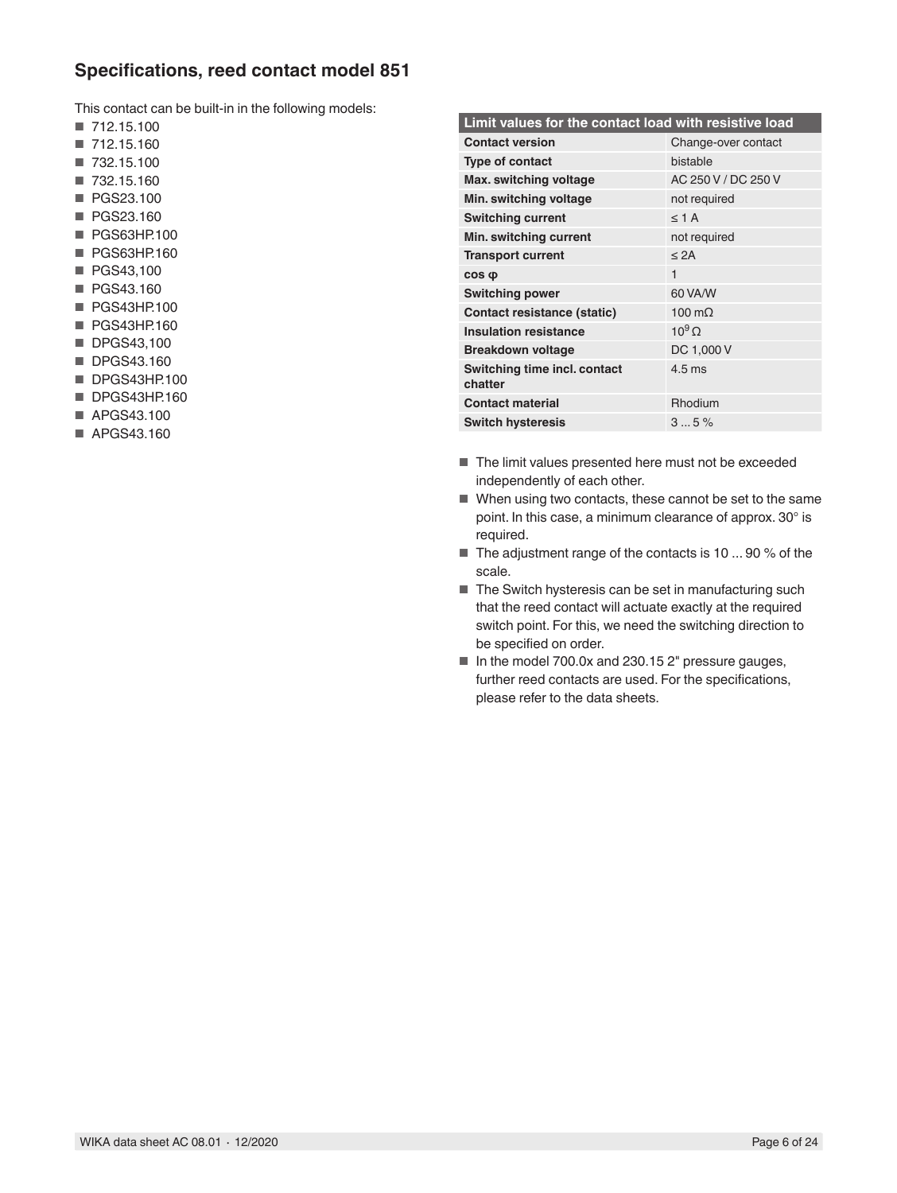## Specifications, reed contact model 851

This contact can be built-in in the following models:

- 712.15.100
- 712.15.160
- 732.15.100
- 732.15.160
- PGS23.100
- PGS23.160
- PGS63HP.100
- PGS63HP.160
- PGS43,100
- PGS43.160
- PGS43HP.100
- PGS43HP.160
- DPGS43,100
- DPGS43.160
- DPGS43HP.100
- DPGS43HP.160
- APGS43.100
- APGS43.160

| Limit values for the contact load with resistive load | |
|---|---|
| **Contact version** | Change-over contact |
| **Type of contact** | bistable |
| **Max. switching voltage** | AC 250 V / DC 250 V |
| **Min. switching voltage** | not required |
| **Switching current** | ≤ 1 A |
| **Min. switching current** | not required |
| **Transport current** | ≤ 2A |
| **cos φ** | 1 |
| **Switching power** | 60 VA/W |
| **Contact resistance (static)** | 100 mΩ |
| **Insulation resistance** | $10^9$ Ω |
| **Breakdown voltage** | DC 1,000 V |
| **Switching time incl. contact chatter** | 4.5 ms |
| **Contact material** | Rhodium |
| **Switch hysteresis** | 3 ... 5 % |

- The limit values presented here must not be exceeded independently of each other.
- When using two contacts, these cannot be set to the same point. In this case, a minimum clearance of approx. 30° is required.
- The adjustment range of the contacts is 10 ... 90 % of the scale.
- The Switch hysteresis can be set in manufacturing such that the reed contact will actuate exactly at the required switch point. For this, we need the switching direction to be specified on order.
- In the model 700.0x and 230.15 2" pressure gauges, further reed contacts are used. For the specifications, please refer to the data sheets.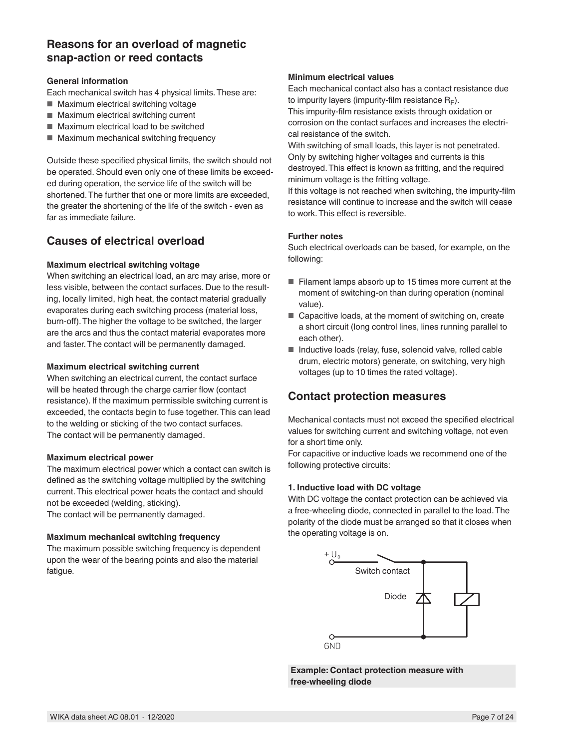## Reasons for an overload of magnetic snap-action or reed contacts

**General information**

Each mechanical switch has 4 physical limits. These are:

- Maximum electrical switching voltage
- Maximum electrical switching current
- Maximum electrical load to be switched
- Maximum mechanical switching frequency

Outside these specified physical limits, the switch should not be operated. Should even only one of these limits be exceeded during operation, the service life of the switch will be shortened. The further that one or more limits are exceeded, the greater the shortening of the life of the switch - even as far as immediate failure.

## Causes of electrical overload

**Maximum electrical switching voltage**

When switching an electrical load, an arc may arise, more or less visible, between the contact surfaces. Due to the resulting, locally limited, high heat, the contact material gradually evaporates during each switching process (material loss, burn-off). The higher the voltage to be switched, the larger are the arcs and thus the contact material evaporates more and faster. The contact will be permanently damaged.

**Maximum electrical switching current**

When switching an electrical current, the contact surface will be heated through the charge carrier flow (contact resistance). If the maximum permissible switching current is exceeded, the contacts begin to fuse together. This can lead to the welding or sticking of the two contact surfaces.
The contact will be permanently damaged.

**Maximum electrical power**

The maximum electrical power which a contact can switch is defined as the switching voltage multiplied by the switching current. This electrical power heats the contact and should not be exceeded (welding, sticking).
The contact will be permanently damaged.

**Maximum mechanical switching frequency**

The maximum possible switching frequency is dependent upon the wear of the bearing points and also the material fatigue.

**Minimum electrical values**

Each mechanical contact also has a contact resistance due to impurity layers (impurity-film resistance $R_F$).
This impurity-film resistance exists through oxidation or corrosion on the contact surfaces and increases the electrical resistance of the switch.
With switching of small loads, this layer is not penetrated. Only by switching higher voltages and currents is this destroyed. This effect is known as fritting, and the required minimum voltage is the fritting voltage.
If this voltage is not reached when switching, the impurity-film resistance will continue to increase and the switch will cease to work. This effect is reversible.

**Further notes**

Such electrical overloads can be based, for example, on the following:

- Filament lamps absorb up to 15 times more current at the moment of switching-on than during operation (nominal value).
- Capacitive loads, at the moment of switching on, create a short circuit (long control lines, lines running parallel to each other).
- Inductive loads (relay, fuse, solenoid valve, rolled cable drum, electric motors) generate, on switching, very high voltages (up to 10 times the rated voltage).

## Contact protection measures

Mechanical contacts must not exceed the specified electrical values for switching current and switching voltage, not even for a short time only.
For capacitive or inductive loads we recommend one of the following protective circuits:

**1. Inductive load with DC voltage**

With DC voltage the contact protection can be achieved via a free-wheeling diode, connected in parallel to the load. The polarity of the diode must be arranged so that it closes when the operating voltage is on.

$+U_B$ Switch contact Diode GND

**Example: Contact protection measure with free-wheeling diode**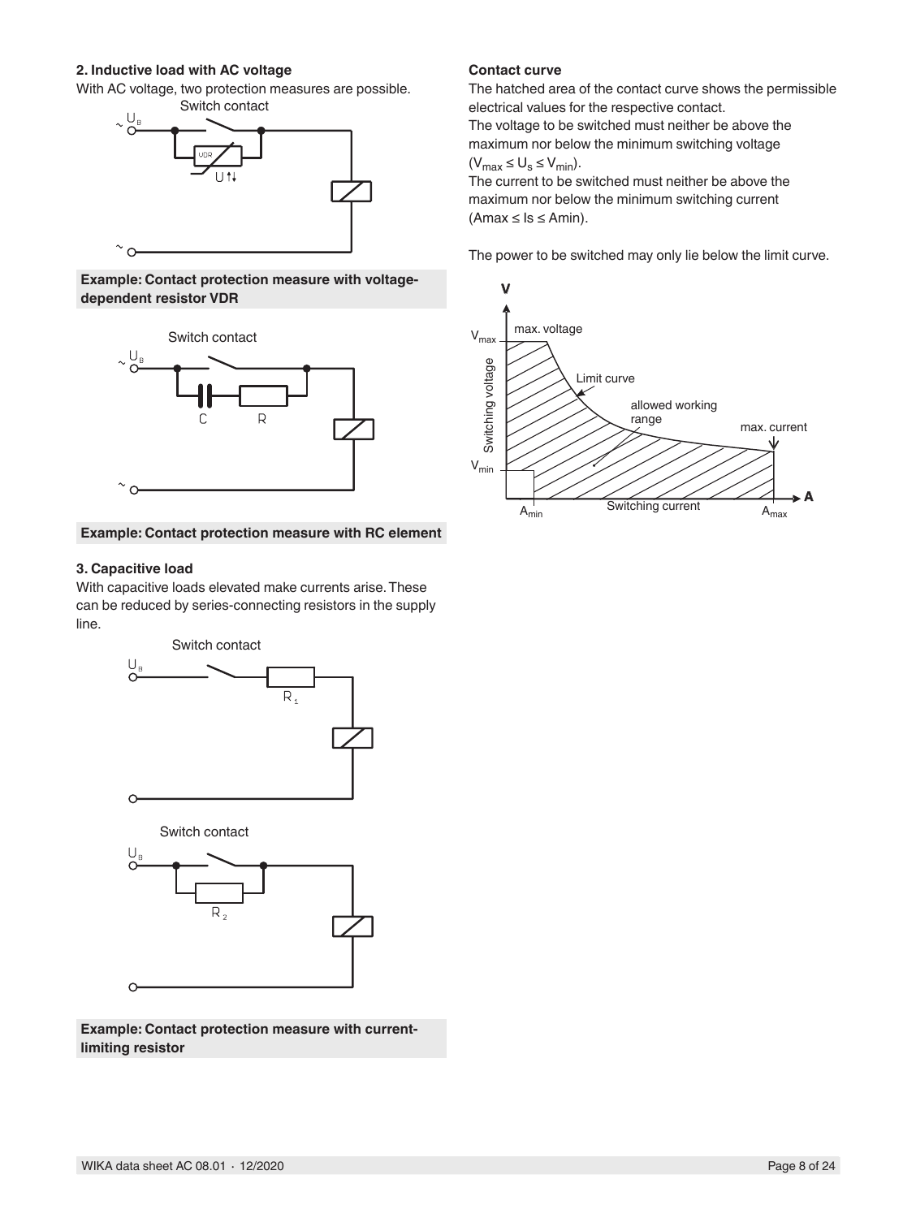**2. Inductive load with AC voltage**

With AC voltage, two protection measures are possible.

**Example: Contact protection measure with voltage-dependent resistor VDR**

**Example: Contact protection measure with RC element**

**3. Capacitive load**

With capacitive loads elevated make currents arise. These can be reduced by series-connecting resistors in the supply line.

**Example: Contact protection measure with current-limiting resistor**

**Contact curve**

The hatched area of the contact curve shows the permissible electrical values for the respective contact.

The voltage to be switched must neither be above the maximum nor below the minimum switching voltage ($V_{max} \leq U_s \leq V_{min}$).

The current to be switched must neither be above the maximum nor below the minimum switching current (Amax ≤ Is ≤ Amin).

The power to be switched may only lie below the limit curve.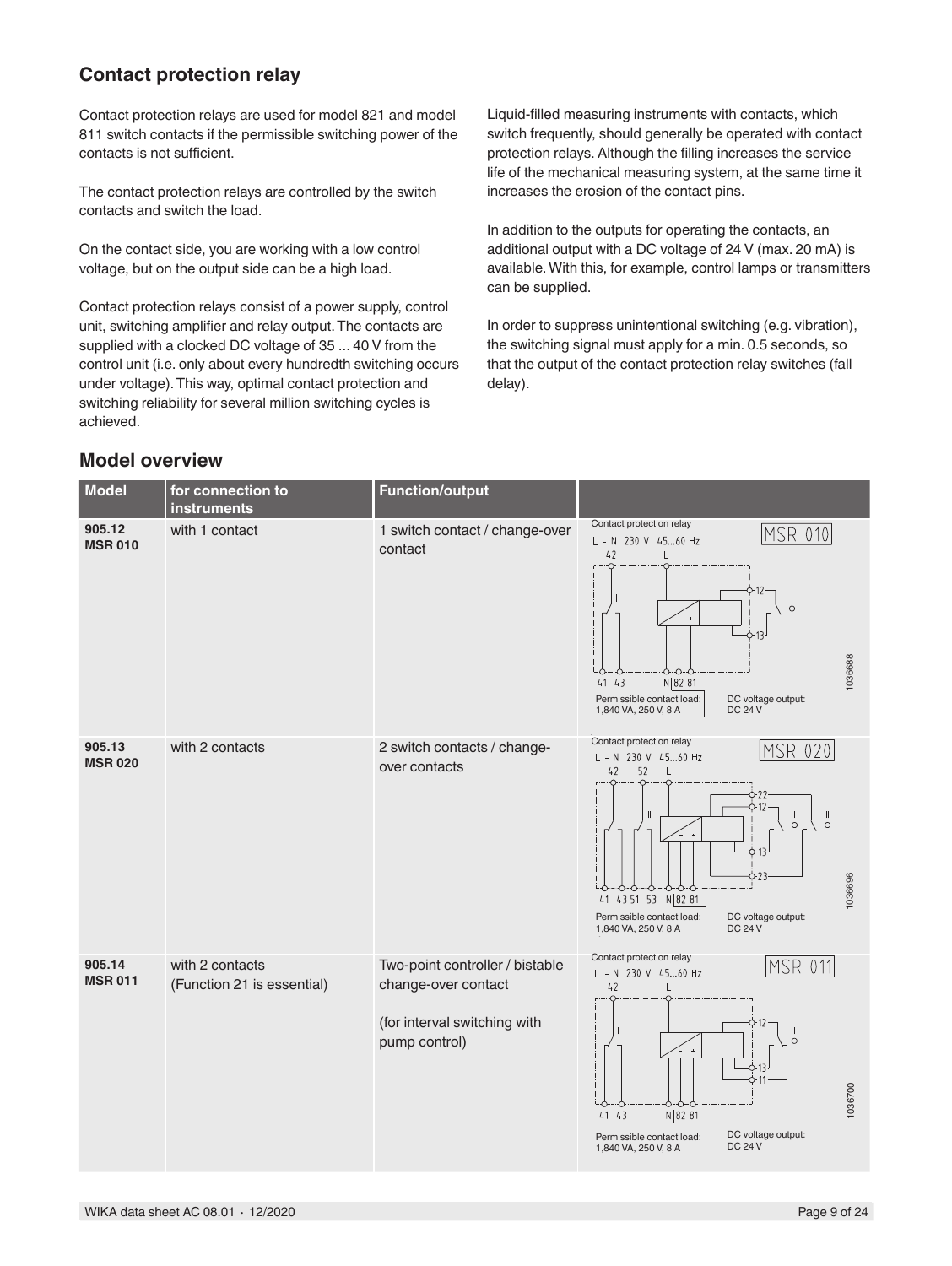## Contact protection relay

Contact protection relays are used for model 821 and model 811 switch contacts if the permissible switching power of the contacts is not sufficient.

The contact protection relays are controlled by the switch contacts and switch the load.

On the contact side, you are working with a low control voltage, but on the output side can be a high load.

Contact protection relays consist of a power supply, control unit, switching amplifier and relay output. The contacts are supplied with a clocked DC voltage of 35 ... 40 V from the control unit (i.e. only about every hundredth switching occurs under voltage). This way, optimal contact protection and switching reliability for several million switching cycles is achieved.

Liquid-filled measuring instruments with contacts, which switch frequently, should generally be operated with contact protection relays. Although the filling increases the service life of the mechanical measuring system, at the same time it increases the erosion of the contact pins.

In addition to the outputs for operating the contacts, an additional output with a DC voltage of 24 V (max. 20 mA) is available. With this, for example, control lamps or transmitters can be supplied.

In order to suppress unintentional switching (e.g. vibration), the switching signal must apply for a min. 0.5 seconds, so that the output of the contact protection relay switches (fall delay).

## Model overview

| Model | for connection to instruments | Function/output | |
|---|---|---|---|
| **905.12 MSR 010** | with 1 contact | 1 switch contact / change-over contact | Contact protection relay MSR 010; L - N 230 V 45...60 Hz; Permissible contact load: 1,840 VA, 250 V, 8 A; DC voltage output: DC 24 V; 1036688 |
| **905.13 MSR 020** | with 2 contacts | 2 switch contacts / change-over contacts | Contact protection relay MSR 020; L - N 230 V 45...60 Hz; Permissible contact load: 1,840 VA, 250 V, 8 A; DC voltage output: DC 24 V; 1036696 |
| **905.14 MSR 011** | with 2 contacts (Function 21 is essential) | Two-point controller / bistable change-over contact<br><br>(for interval switching with pump control) | Contact protection relay MSR 011; L - N 230 V 45...60 Hz; Permissible contact load: 1,840 VA, 250 V, 8 A; DC voltage output: DC 24 V; 1036700 |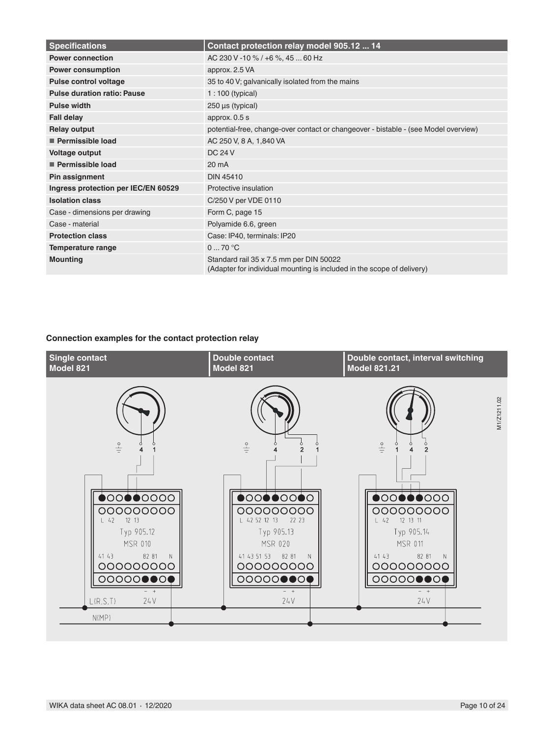| Specifications | Contact protection relay model 905.12 ... 14 |
|---|---|
| **Power connection** | AC 230 V -10 % / +6 %, 45 ... 60 Hz |
| **Power consumption** | approx. 2.5 VA |
| **Pulse control voltage** | 35 to 40 V; galvanically isolated from the mains |
| **Pulse duration ratio: Pause** | 1 : 100 (typical) |
| **Pulse width** | 250 µs (typical) |
| **Fall delay** | approx. 0.5 s |
| **Relay output** | potential-free, change-over contact or changeover - bistable - (see Model overview) |
| ■ **Permissible load** | AC 250 V, 8 A, 1,840 VA |
| **Voltage output** | DC 24 V |
| ■ **Permissible load** | 20 mA |
| **Pin assignment** | DIN 45410 |
| **Ingress protection per IEC/EN 60529** | Protective insulation |
| **Isolation class** | C/250 V per VDE 0110 |
| Case - dimensions per drawing | Form C, page 15 |
| Case - material | Polyamide 6.6, green |
| **Protection class** | Case: IP40, terminals: IP20 |
| **Temperature range** | 0 ... 70 °C |
| **Mounting** | Standard rail 35 x 7.5 mm per DIN 50022<br>(Adapter for individual mounting is included in the scope of delivery) |

### Connection examples for the contact protection relay

| Single contact Model 821 | Double contact Model 821 | Double contact, interval switching Model 821.21 |
|---|---|---|
| Typ 905.12, MSR 010 | Typ 905.13, MSR 020 | Typ 905.14, MSR 011 |

M1/Z1211.02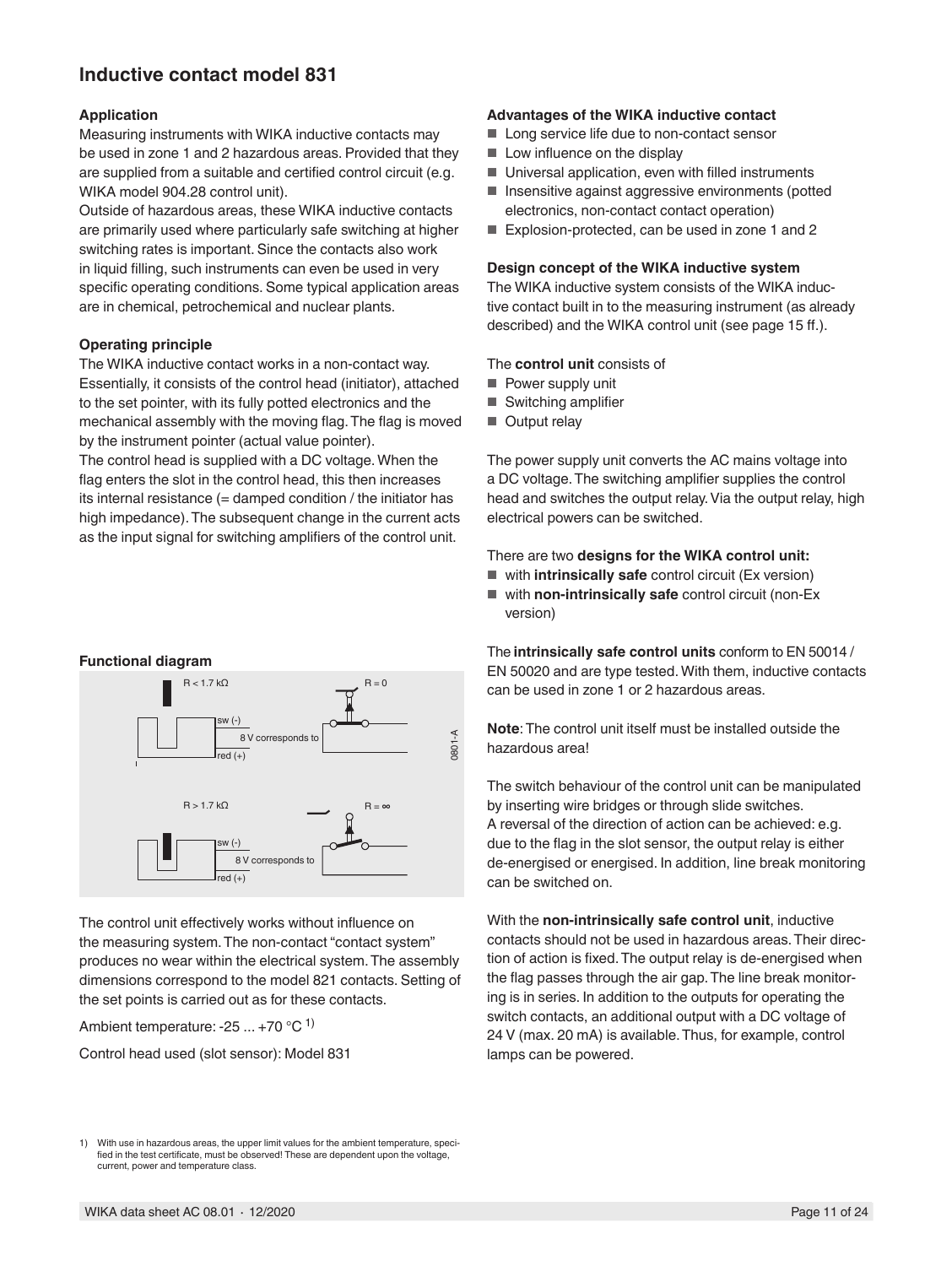## Inductive contact model 831

### Application

Measuring instruments with WIKA inductive contacts may be used in zone 1 and 2 hazardous areas. Provided that they are supplied from a suitable and certified control circuit (e.g. WIKA model 904.28 control unit).

Outside of hazardous areas, these WIKA inductive contacts are primarily used where particularly safe switching at higher switching rates is important. Since the contacts also work in liquid filling, such instruments can even be used in very specific operating conditions. Some typical application areas are in chemical, petrochemical and nuclear plants.

### Operating principle

The WIKA inductive contact works in a non-contact way. Essentially, it consists of the control head (initiator), attached to the set pointer, with its fully potted electronics and the mechanical assembly with the moving flag. The flag is moved by the instrument pointer (actual value pointer).

The control head is supplied with a DC voltage. When the flag enters the slot in the control head, this then increases its internal resistance (= damped condition / the initiator has high impedance). The subsequent change in the current acts as the input signal for switching amplifiers of the control unit.

### Functional diagram

R < 1.7 kΩ — R = 0

sw (-)
8 V corresponds to
red (+)

R > 1.7 kΩ — R = ∞

sw (-)
8 V corresponds to
red (+)

0801-A

The control unit effectively works without influence on the measuring system. The non-contact "contact system" produces no wear within the electrical system. The assembly dimensions correspond to the model 821 contacts. Setting of the set points is carried out as for these contacts.

Ambient temperature: -25 ... +70 °C [1]

Control head used (slot sensor): Model 831

### Advantages of the WIKA inductive contact

- Long service life due to non-contact sensor
- Low influence on the display
- Universal application, even with filled instruments
- Insensitive against aggressive environments (potted electronics, non-contact contact operation)
- Explosion-protected, can be used in zone 1 and 2

### Design concept of the WIKA inductive system

The WIKA inductive system consists of the WIKA inductive contact built in to the measuring instrument (as already described) and the WIKA control unit (see page 15 ff.).

The **control unit** consists of

- Power supply unit
- Switching amplifier
- Output relay

The power supply unit converts the AC mains voltage into a DC voltage. The switching amplifier supplies the control head and switches the output relay. Via the output relay, high electrical powers can be switched.

There are two **designs for the WIKA control unit:**

- with **intrinsically safe** control circuit (Ex version)
- with **non-intrinsically safe** control circuit (non-Ex version)

The **intrinsically safe control units** conform to EN 50014 / EN 50020 and are type tested. With them, inductive contacts can be used in zone 1 or 2 hazardous areas.

**Note**: The control unit itself must be installed outside the hazardous area!

The switch behaviour of the control unit can be manipulated by inserting wire bridges or through slide switches. A reversal of the direction of action can be achieved: e.g. due to the flag in the slot sensor, the output relay is either de-energised or energised. In addition, line break monitoring can be switched on.

With the **non-intrinsically safe control unit**, inductive contacts should not be used in hazardous areas. Their direction of action is fixed. The output relay is de-energised when the flag passes through the air gap. The line break monitoring is in series. In addition to the outputs for operating the switch contacts, an additional output with a DC voltage of 24 V (max. 20 mA) is available. Thus, for example, control lamps can be powered.

1) With use in hazardous areas, the upper limit values for the ambient temperature, specified in the test certificate, must be observed! These are dependent upon the voltage, current, power and temperature class.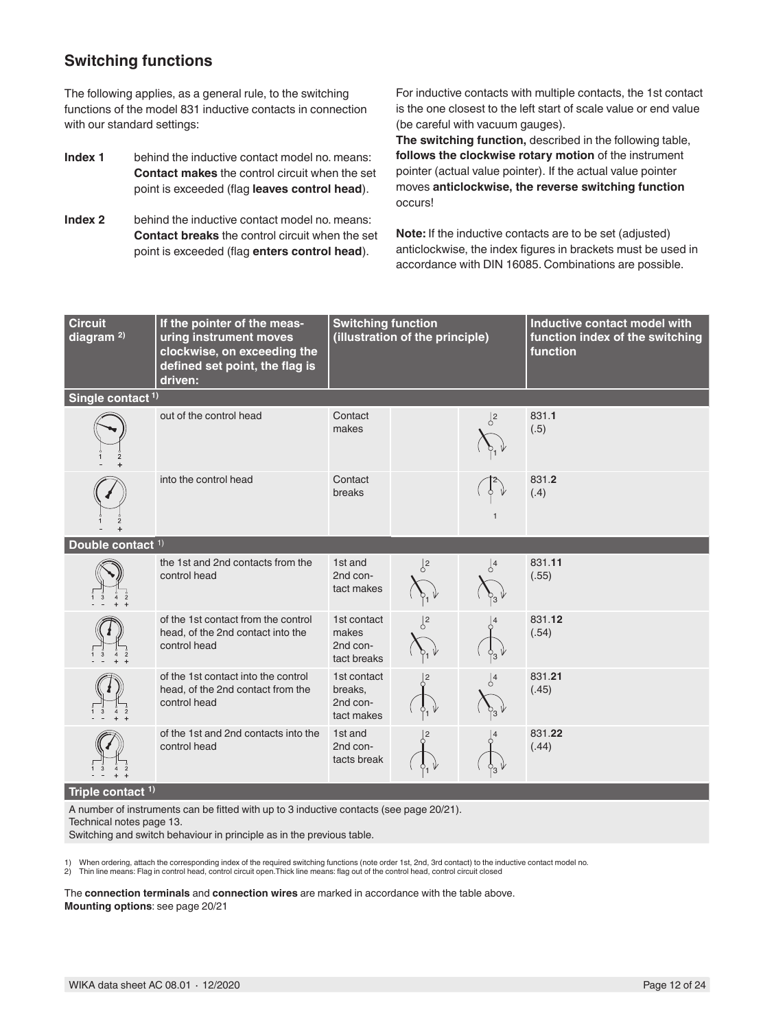## Switching functions

The following applies, as a general rule, to the switching functions of the model 831 inductive contacts in connection with our standard settings:

**Index 1** behind the inductive contact model no. means: **Contact makes** the control circuit when the set point is exceeded (flag **leaves control head**).

**Index 2** behind the inductive contact model no. means: **Contact breaks** the control circuit when the set point is exceeded (flag **enters control head**).

For inductive contacts with multiple contacts, the 1st contact is the one closest to the left start of scale value or end value (be careful with vacuum gauges).

**The switching function,** described in the following table, **follows the clockwise rotary motion** of the instrument pointer (actual value pointer). If the actual value pointer moves **anticlockwise, the reverse switching function** occurs!

**Note:** If the inductive contacts are to be set (adjusted) anticlockwise, the index figures in brackets must be used in accordance with DIN 16085. Combinations are possible.

| Circuit diagram [2] | If the pointer of the measuring instrument moves clockwise, on exceeding the defined set point, the flag is driven: | Switching function (illustration of the principle) | | | Inductive contact model with function index of the switching function |
|---|---|---|---|---|---|
| **Single contact [1]** | | | | | |
| | out of the control head | Contact makes | | | 831.**1** (.5) |
| | into the control head | Contact breaks | | | 831.**2** (.4) |
| **Double contact [1]** | | | | | |
| | the 1st and 2nd contacts from the control head | 1st and 2nd contact makes | | | 831.**11** (.55) |
| | of the 1st contact from the control head, of the 2nd contact into the control head | 1st contact makes 2nd contact breaks | | | 831.**12** (.54) |
| | of the 1st contact into the control head, of the 2nd contact from the control head | 1st contact breaks, 2nd contact makes | | | 831.**21** (.45) |
| | of the 1st and 2nd contacts into the control head | 1st and 2nd contacts break | | | 831.**22** (.44) |
| **Triple contact [1]** | | | | | |
| A number of instruments can be fitted with up to 3 inductive contacts (see page 20/21). Technical notes page 13. Switching and switch behaviour in principle as in the previous table. | | | | | |

1) When ordering, attach the corresponding index of the required switching functions (note order 1st, 2nd, 3rd contact) to the inductive contact model no.
2) Thin line means: Flag in control head, control circuit open. Thick line means: flag out of the control head, control circuit closed

The **connection terminals** and **connection wires** are marked in accordance with the table above.
**Mounting options**: see page 20/21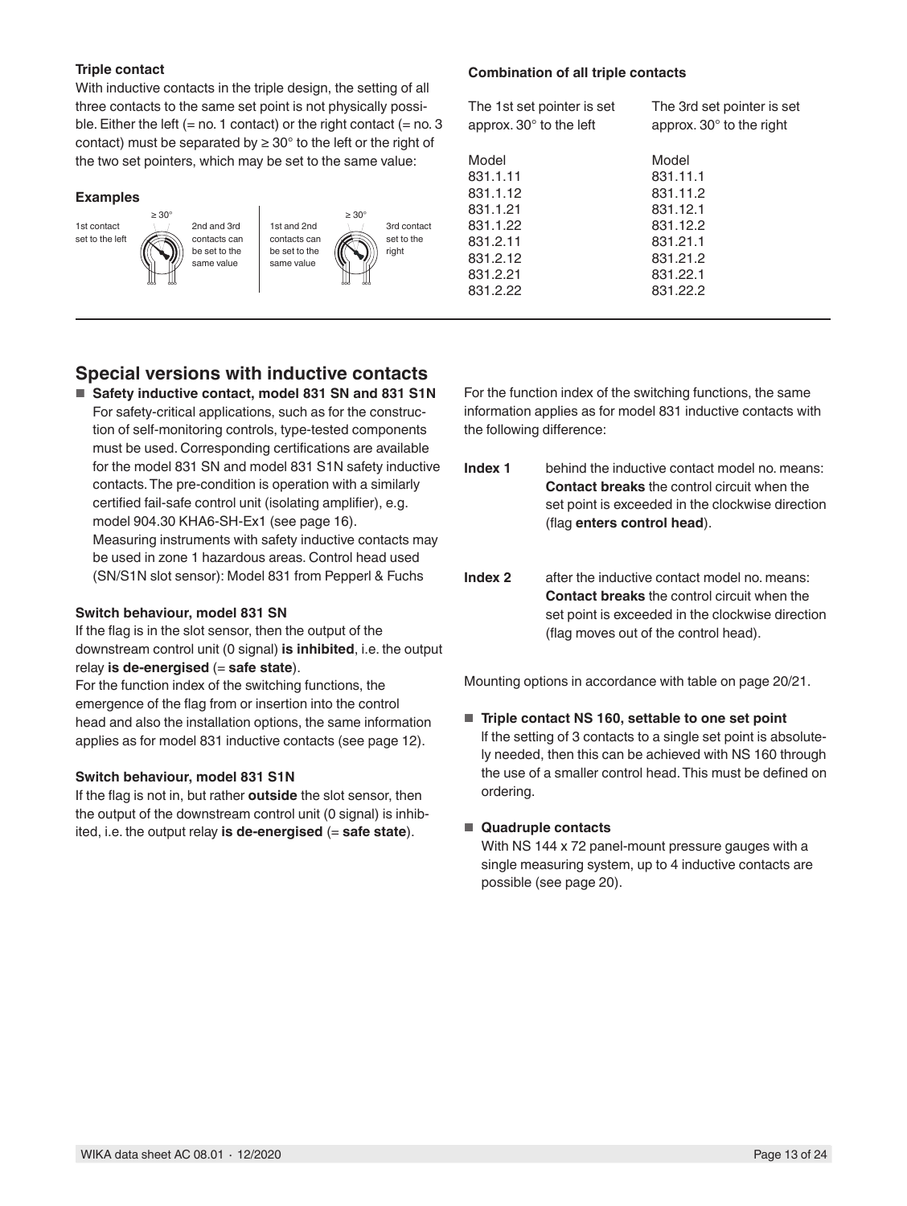**Triple contact**

With inductive contacts in the triple design, the setting of all three contacts to the same set point is not physically possible. Either the left (= no. 1 contact) or the right contact (= no. 3 contact) must be separated by ≥ 30° to the left or the right of the two set pointers, which may be set to the same value:

**Examples**

1st contact set to the left — ≥ 30° — 2nd and 3rd contacts can be set to the same value

1st and 2nd contacts can be set to the same value — ≥ 30° — 3rd contact set to the right

**Combination of all triple contacts**

| The 1st set pointer is set approx. 30° to the left | The 3rd set pointer is set approx. 30° to the right |
|---|---|
| Model | Model |
| 831.1.11 | 831.11.1 |
| 831.1.12 | 831.11.2 |
| 831.1.21 | 831.12.1 |
| 831.1.22 | 831.12.2 |
| 831.2.11 | 831.21.1 |
| 831.2.12 | 831.21.2 |
| 831.2.21 | 831.22.1 |
| 831.2.22 | 831.22.2 |

## Special versions with inductive contacts

- **Safety inductive contact, model 831 SN and 831 S1N**
  For safety-critical applications, such as for the construction of self-monitoring controls, type-tested components must be used. Corresponding certifications are available for the model 831 SN and model 831 S1N safety inductive contacts. The pre-condition is operation with a similarly certified fail-safe control unit (isolating amplifier), e.g. model 904.30 KHA6-SH-Ex1 (see page 16).
  Measuring instruments with safety inductive contacts may be used in zone 1 hazardous areas. Control head used (SN/S1N slot sensor): Model 831 from Pepperl & Fuchs

**Switch behaviour, model 831 SN**

If the flag is in the slot sensor, then the output of the downstream control unit (0 signal) **is inhibited**, i.e. the output relay **is de-energised** (= **safe state**).
For the function index of the switching functions, the emergence of the flag from or insertion into the control head and also the installation options, the same information applies as for model 831 inductive contacts (see page 12).

**Switch behaviour, model 831 S1N**

If the flag is not in, but rather **outside** the slot sensor, then the output of the downstream control unit (0 signal) is inhibited, i.e. the output relay **is de-energised** (= **safe state**).

For the function index of the switching functions, the same information applies as for model 831 inductive contacts with the following difference:

**Index 1** behind the inductive contact model no. means: **Contact breaks** the control circuit when the set point is exceeded in the clockwise direction (flag **enters control head**).

**Index 2** after the inductive contact model no. means: **Contact breaks** the control circuit when the set point is exceeded in the clockwise direction (flag moves out of the control head).

Mounting options in accordance with table on page 20/21.

- **Triple contact NS 160, settable to one set point**
  If the setting of 3 contacts to a single set point is absolutely needed, then this can be achieved with NS 160 through the use of a smaller control head. This must be defined on ordering.

- **Quadruple contacts**
  With NS 144 x 72 panel-mount pressure gauges with a single measuring system, up to 4 inductive contacts are possible (see page 20).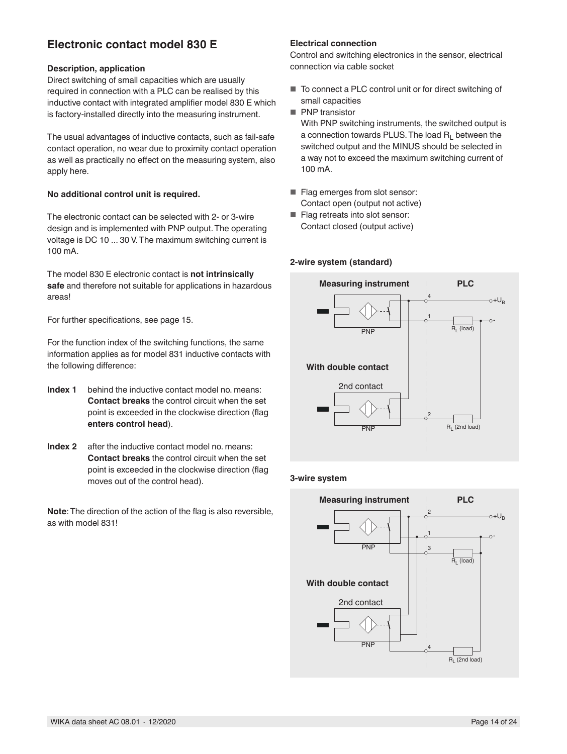## Electronic contact model 830 E

### Description, application

Direct switching of small capacities which are usually required in connection with a PLC can be realised by this inductive contact with integrated amplifier model 830 E which is factory-installed directly into the measuring instrument.

The usual advantages of inductive contacts, such as fail-safe contact operation, no wear due to proximity contact operation as well as practically no effect on the measuring system, also apply here.

**No additional control unit is required.**

The electronic contact can be selected with 2- or 3-wire design and is implemented with PNP output. The operating voltage is DC 10 ... 30 V. The maximum switching current is 100 mA.

The model 830 E electronic contact is **not intrinsically safe** and therefore not suitable for applications in hazardous areas!

For further specifications, see page 15.

For the function index of the switching functions, the same information applies as for model 831 inductive contacts with the following difference:

**Index 1** behind the inductive contact model no. means: **Contact breaks** the control circuit when the set point is exceeded in the clockwise direction (flag **enters control head**).

**Index 2** after the inductive contact model no. means: **Contact breaks** the control circuit when the set point is exceeded in the clockwise direction (flag moves out of the control head).

**Note**: The direction of the action of the flag is also reversible, as with model 831!

### Electrical connection

Control and switching electronics in the sensor, electrical connection via cable socket

- To connect a PLC control unit or for direct switching of small capacities
- PNP transistor
  With PNP switching instruments, the switched output is a connection towards PLUS. The load $R_L$ between the switched output and the MINUS should be selected in a way not to exceed the maximum switching current of 100 mA.
- Flag emerges from slot sensor:
  Contact open (output not active)
- Flag retreats into slot sensor:
  Contact closed (output active)

### 2-wire system (standard)

Measuring instrument | PLC

PNP — 4 — $+U_B$; 1 — $R_L$ (load) — -

With double contact

2nd contact, PNP — 2 — $R_L$ (2nd load)

### 3-wire system

Measuring instrument | PLC

PNP — 2 — $+U_B$; 1 — -; 3 — $R_L$ (load)

With double contact

2nd contact, PNP — 4 — $R_L$ (2nd load)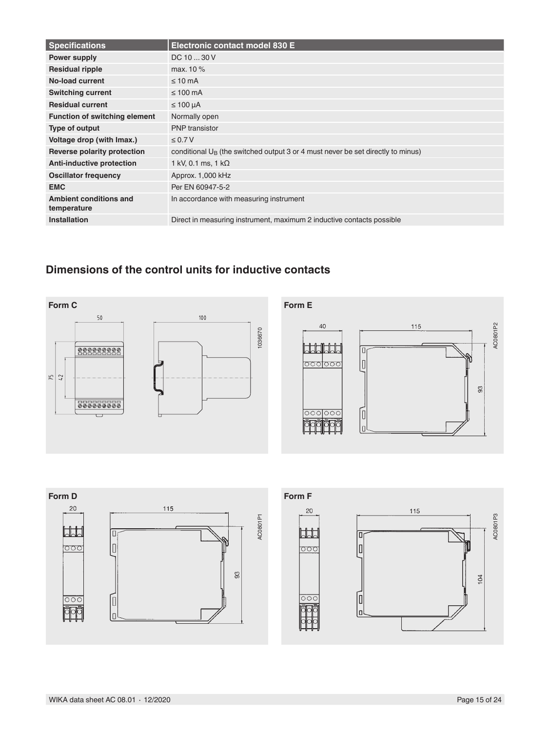| Specifications | Electronic contact model 830 E |
|---|---|
| **Power supply** | DC 10 ... 30 V |
| **Residual ripple** | max. 10 % |
| **No-load current** | ≤ 10 mA |
| **Switching current** | ≤ 100 mA |
| **Residual current** | ≤ 100 µA |
| **Function of switching element** | Normally open |
| **Type of output** | PNP transistor |
| **Voltage drop (with Imax.)** | ≤ 0.7 V |
| **Reverse polarity protection** | conditional $U_B$ (the switched output 3 or 4 must never be set directly to minus) |
| **Anti-inductive protection** | 1 kV, 0.1 ms, 1 kΩ |
| **Oscillator frequency** | Approx. 1,000 kHz |
| **EMC** | Per EN 60947-5-2 |
| **Ambient conditions and temperature** | In accordance with measuring instrument |
| **Installation** | Direct in measuring instrument, maximum 2 inductive contacts possible |

## Dimensions of the control units for inductive contacts

**Form C**

50, 100, 75, 42

1036670

**Form E**

40, 115, 93

AC0801P2

**Form D**

20, 115, 93

AC0801P1

**Form F**

20, 115, 104

AC0801P3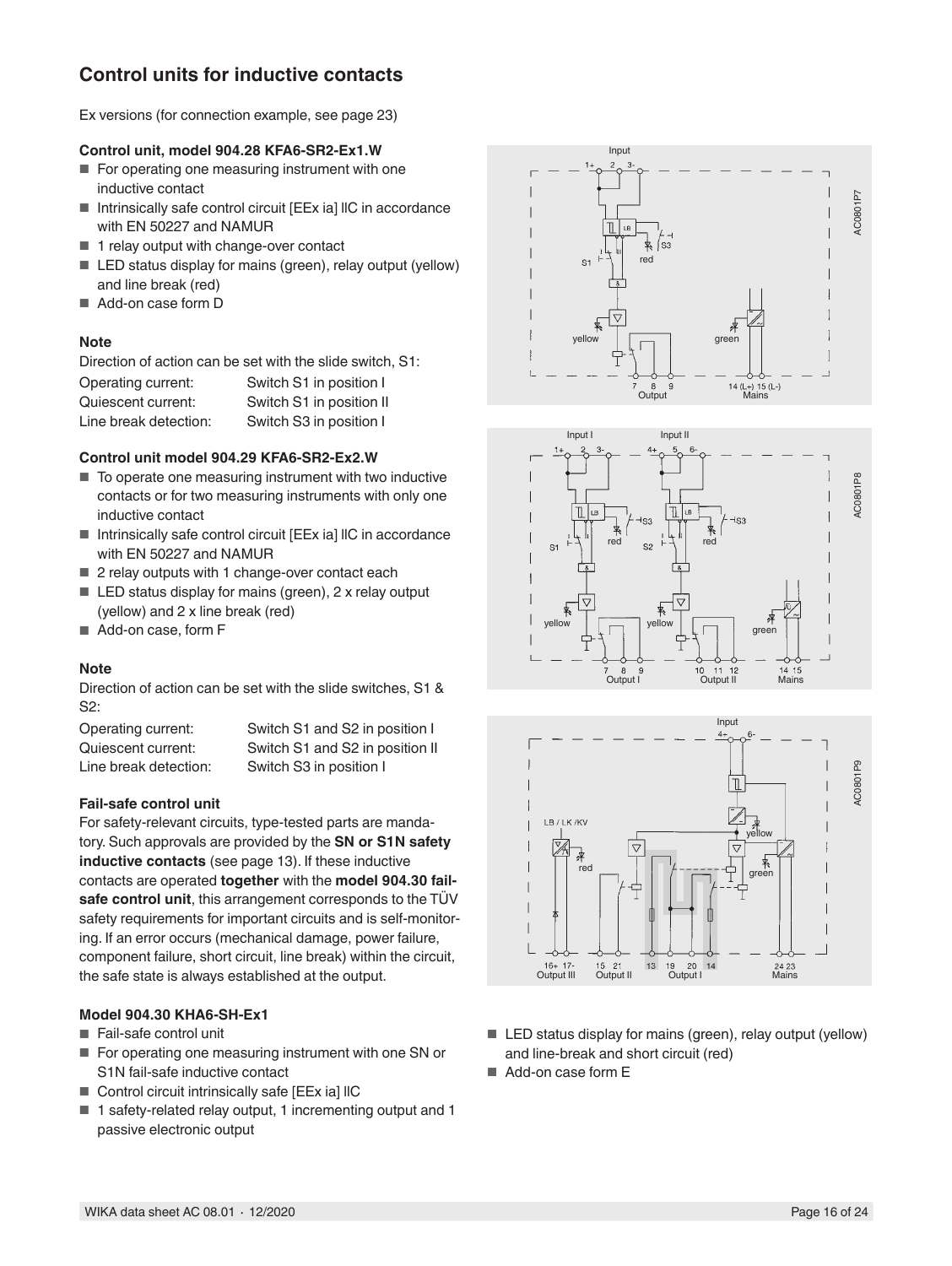## Control units for inductive contacts

Ex versions (for connection example, see page 23)

**Control unit, model 904.28 KFA6-SR2-Ex1.W**

- For operating one measuring instrument with one inductive contact
- Intrinsically safe control circuit [EEx ia] IIC in accordance with EN 50227 and NAMUR
- 1 relay output with change-over contact
- LED status display for mains (green), relay output (yellow) and line break (red)
- Add-on case form D

**Note**

Direction of action can be set with the slide switch, S1:

| | |
|---|---|
| Operating current: | Switch S1 in position I |
| Quiescent current: | Switch S1 in position II |
| Line break detection: | Switch S3 in position I |

**Control unit model 904.29 KFA6-SR2-Ex2.W**

- To operate one measuring instrument with two inductive contacts or for two measuring instruments with only one inductive contact
- Intrinsically safe control circuit [EEx ia] IIC in accordance with EN 50227 and NAMUR
- 2 relay outputs with 1 change-over contact each
- LED status display for mains (green), 2 x relay output (yellow) and 2 x line break (red)
- Add-on case, form F

**Note**

Direction of action can be set with the slide switches, S1 & S2:

| | |
|---|---|
| Operating current: | Switch S1 and S2 in position I |
| Quiescent current: | Switch S1 and S2 in position II |
| Line break detection: | Switch S3 in position I |

**Fail-safe control unit**

For safety-relevant circuits, type-tested parts are mandatory. Such approvals are provided by the **SN or S1N safety inductive contacts** (see page 13). If these inductive contacts are operated **together** with the **model 904.30 fail-safe control unit**, this arrangement corresponds to the TÜV safety requirements for important circuits and is self-monitoring. If an error occurs (mechanical damage, power failure, component failure, short circuit, line break) within the circuit, the safe state is always established at the output.

**Model 904.30 KHA6-SH-Ex1**

- Fail-safe control unit
- For operating one measuring instrument with one SN or S1N fail-safe inductive contact
- Control circuit intrinsically safe [EEx ia] IIC
- 1 safety-related relay output, 1 incrementing output and 1 passive electronic output
- LED status display for mains (green), relay output (yellow) and line-break and short circuit (red)
- Add-on case form E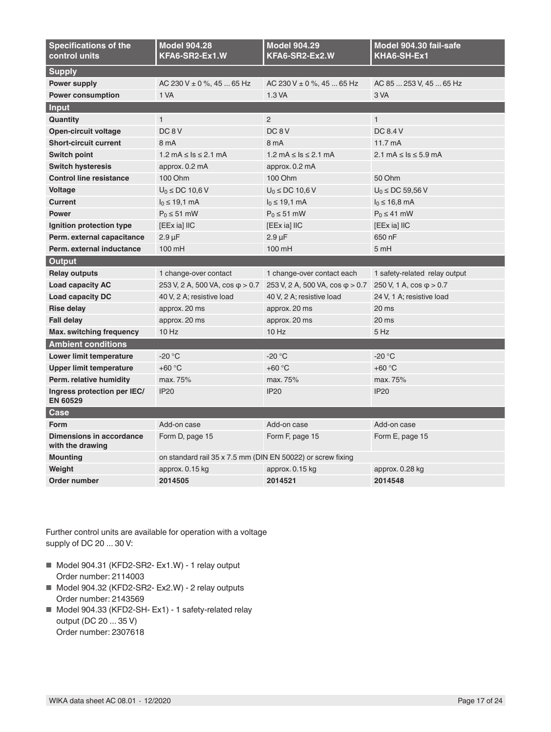| Specifications of the control units | Model 904.28 KFA6-SR2-Ex1.W | Model 904.29 KFA6-SR2-Ex2.W | Model 904.30 fail-safe KHA6-SH-Ex1 |
|---|---|---|---|
| **Supply** | | | |
| **Power supply** | AC 230 V ± 0 %, 45 ... 65 Hz | AC 230 V ± 0 %, 45 ... 65 Hz | AC 85 ... 253 V, 45 ... 65 Hz |
| **Power consumption** | 1 VA | 1.3 VA | 3 VA |
| **Input** | | | |
| **Quantity** | 1 | 2 | 1 |
| **Open-circuit voltage** | DC 8 V | DC 8 V | DC 8.4 V |
| **Short-circuit current** | 8 mA | 8 mA | 11.7 mA |
| **Switch point** | 1.2 mA ≤ Is ≤ 2.1 mA | 1.2 mA ≤ Is ≤ 2.1 mA | 2.1 mA ≤ Is ≤ 5.9 mA |
| **Switch hysteresis** | approx. 0.2 mA | approx. 0.2 mA | |
| **Control line resistance** | 100 Ohm | 100 Ohm | 50 Ohm |
| **Voltage** | $U_0$ ≤ DC 10,6 V | $U_0$ ≤ DC 10,6 V | $U_0$ ≤ DC 59,56 V |
| **Current** | $I_0$ ≤ 19,1 mA | $I_0$ ≤ 19,1 mA | $I_0$ ≤ 16,8 mA |
| **Power** | $P_0$ ≤ 51 mW | $P_0$ ≤ 51 mW | $P_0$ ≤ 41 mW |
| **Ignition protection type** | [EEx ia] IIC | [EEx ia] IIC | [EEx ia] IIC |
| **Perm. external capacitance** | 2.9 µF | 2.9 µF | 650 nF |
| **Perm. external inductance** | 100 mH | 100 mH | 5 mH |
| **Output** | | | |
| **Relay outputs** | 1 change-over contact | 1 change-over contact each | 1 safety-related relay output |
| **Load capacity AC** | 253 V, 2 A, 500 VA, cos φ > 0.7 | 253 V, 2 A, 500 VA, cos φ > 0.7 | 250 V, 1 A, cos φ > 0.7 |
| **Load capacity DC** | 40 V, 2 A; resistive load | 40 V, 2 A; resistive load | 24 V, 1 A; resistive load |
| **Rise delay** | approx. 20 ms | approx. 20 ms | 20 ms |
| **Fall delay** | approx. 20 ms | approx. 20 ms | 20 ms |
| **Max. switching frequency** | 10 Hz | 10 Hz | 5 Hz |
| **Ambient conditions** | | | |
| **Lower limit temperature** | -20 °C | -20 °C | -20 °C |
| **Upper limit temperature** | +60 °C | +60 °C | +60 °C |
| **Perm. relative humidity** | max. 75% | max. 75% | max. 75% |
| **Ingress protection per IEC/ EN 60529** | IP20 | IP20 | IP20 |
| **Case** | | | |
| **Form** | Add-on case | Add-on case | Add-on case |
| **Dimensions in accordance with the drawing** | Form D, page 15 | Form F, page 15 | Form E, page 15 |
| **Mounting** | on standard rail 35 x 7.5 mm (DIN EN 50022) or screw fixing | | |
| **Weight** | approx. 0.15 kg | approx. 0.15 kg | approx. 0.28 kg |
| **Order number** | **2014505** | **2014521** | **2014548** |

Further control units are available for operation with a voltage supply of DC 20 ... 30 V:

- Model 904.31 (KFD2-SR2- Ex1.W) - 1 relay output
  Order number: 2114003
- Model 904.32 (KFD2-SR2- Ex2.W) - 2 relay outputs
  Order number: 2143569
- Model 904.33 (KFD2-SH- Ex1) - 1 safety-related relay output (DC 20 ... 35 V)
  Order number: 2307618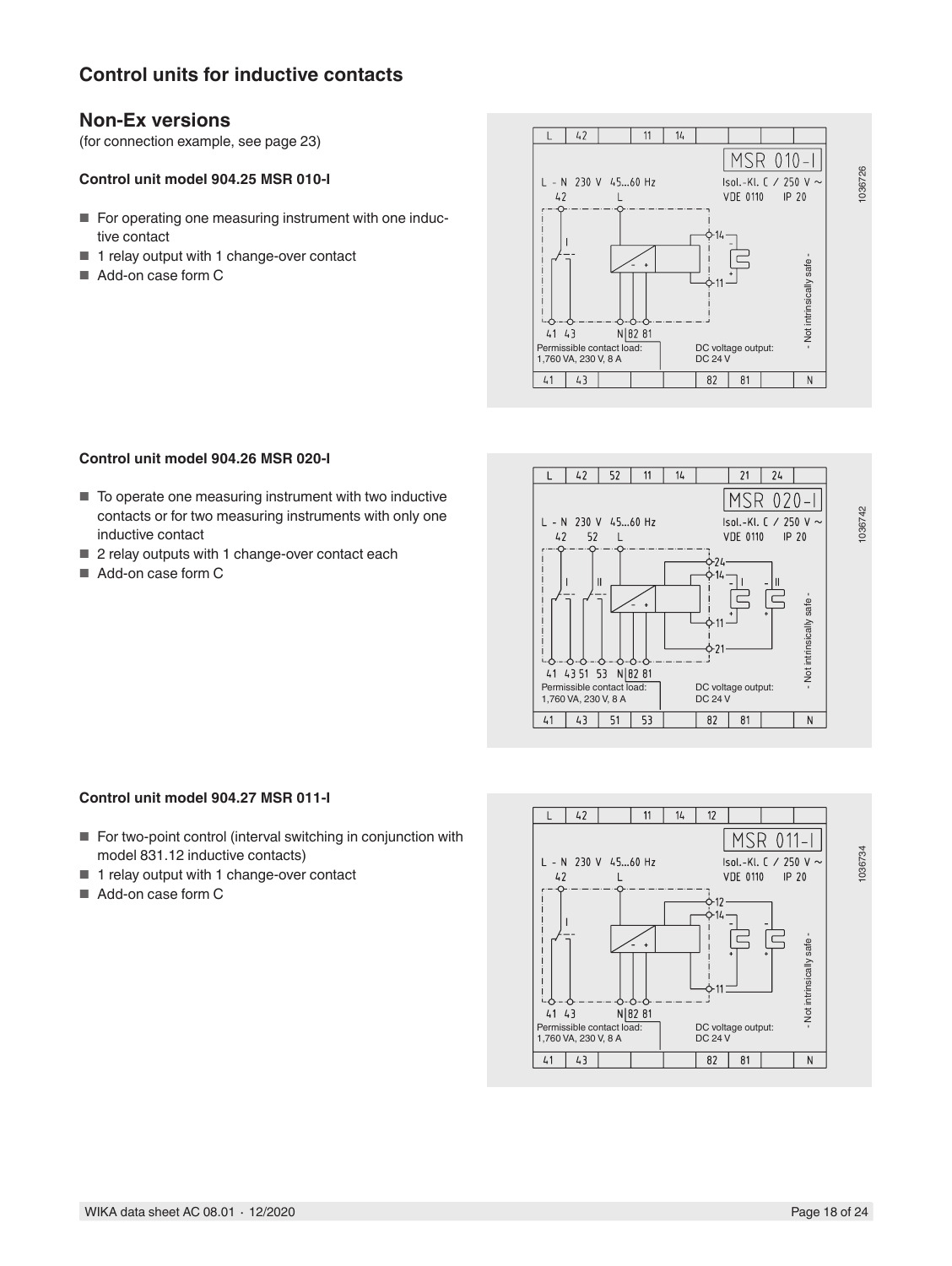## Control units for inductive contacts

## Non-Ex versions

(for connection example, see page 23)

### Control unit model 904.25 MSR 010-I

- For operating one measuring instrument with one inductive contact
- 1 relay output with 1 change-over contact
- Add-on case form C

### Control unit model 904.26 MSR 020-I

- To operate one measuring instrument with two inductive contacts or for two measuring instruments with only one inductive contact
- 2 relay outputs with 1 change-over contact each
- Add-on case form C

### Control unit model 904.27 MSR 011-I

- For two-point control (interval switching in conjunction with model 831.12 inductive contacts)
- 1 relay output with 1 change-over contact
- Add-on case form C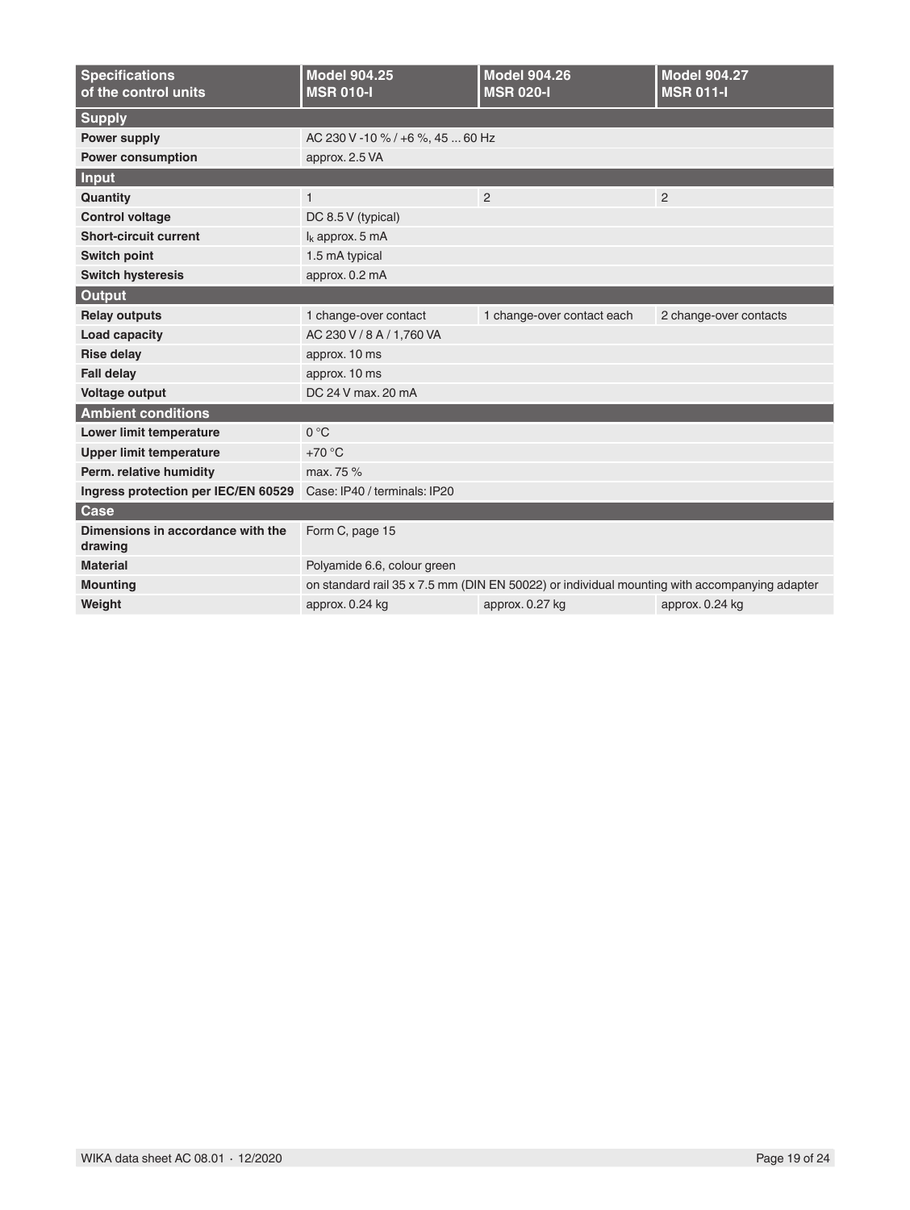| Specifications of the control units | Model 904.25 MSR 010-I | Model 904.26 MSR 020-I | Model 904.27 MSR 011-I |
|---|---|---|---|
| **Supply** | | | |
| **Power supply** | AC 230 V -10 % / +6 %, 45 ... 60 Hz | | |
| **Power consumption** | approx. 2.5 VA | | |
| **Input** | | | |
| **Quantity** | 1 | 2 | 2 |
| **Control voltage** | DC 8.5 V (typical) | | |
| **Short-circuit current** | $I_k$ approx. 5 mA | | |
| **Switch point** | 1.5 mA typical | | |
| **Switch hysteresis** | approx. 0.2 mA | | |
| **Output** | | | |
| **Relay outputs** | 1 change-over contact | 1 change-over contact each | 2 change-over contacts |
| **Load capacity** | AC 230 V / 8 A / 1,760 VA | | |
| **Rise delay** | approx. 10 ms | | |
| **Fall delay** | approx. 10 ms | | |
| **Voltage output** | DC 24 V max. 20 mA | | |
| **Ambient conditions** | | | |
| **Lower limit temperature** | 0 °C | | |
| **Upper limit temperature** | +70 °C | | |
| **Perm. relative humidity** | max. 75 % | | |
| **Ingress protection per IEC/EN 60529** | Case: IP40 / terminals: IP20 | | |
| **Case** | | | |
| **Dimensions in accordance with the drawing** | Form C, page 15 | | |
| **Material** | Polyamide 6.6, colour green | | |
| **Mounting** | on standard rail 35 x 7.5 mm (DIN EN 50022) or individual mounting with accompanying adapter | | |
| **Weight** | approx. 0.24 kg | approx. 0.27 kg | approx. 0.24 kg |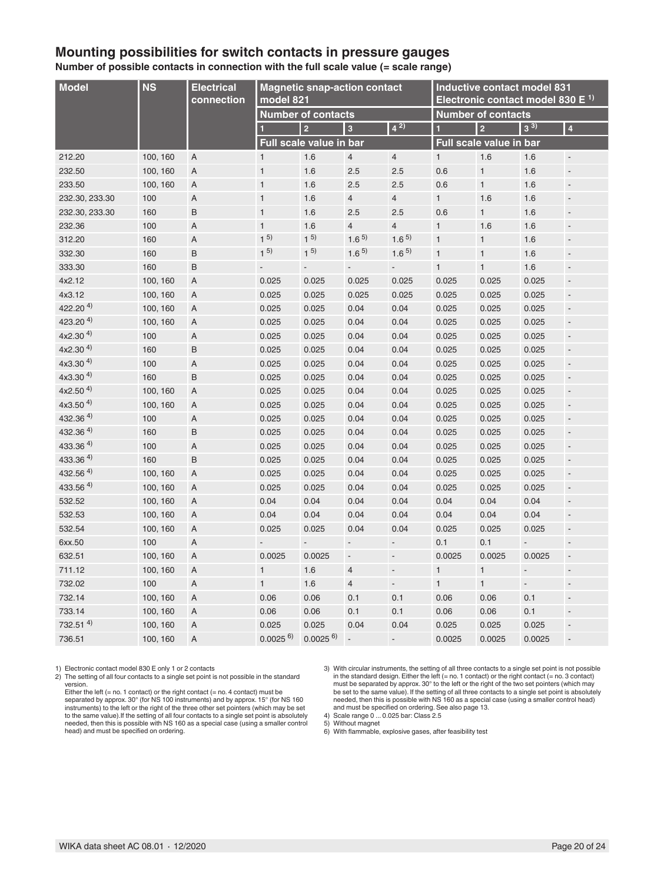## Mounting possibilities for switch contacts in pressure gauges

**Number of possible contacts in connection with the full scale value (= scale range)**

| Model | NS | Electrical connection | Magnetic snap-action contact model 821 | | | | Inductive contact model 831 Electronic contact model 830 E [1] | | | |
|---|---|---|---|---|---|---|---|---|---|---|
| | | | Number of contacts | | | | Number of contacts | | | |
| | | | 1 | 2 | 3 | 4 [2] | 1 | 2 | 3 [3] | 4 |
| | | | Full scale value in bar | | | | Full scale value in bar | | | |
| 212.20 | 100, 160 | A | 1 | 1.6 | 4 | 4 | 1 | 1.6 | 1.6 | - |
| 232.50 | 100, 160 | A | 1 | 1.6 | 2.5 | 2.5 | 0.6 | 1 | 1.6 | - |
| 233.50 | 100, 160 | A | 1 | 1.6 | 2.5 | 2.5 | 0.6 | 1 | 1.6 | - |
| 232.30, 233.30 | 100 | A | 1 | 1.6 | 4 | 4 | 1 | 1.6 | 1.6 | - |
| 232.30, 233.30 | 160 | B | 1 | 1.6 | 2.5 | 2.5 | 0.6 | 1 | 1.6 | - |
| 232.36 | 100 | A | 1 | 1.6 | 4 | 4 | 1 | 1.6 | 1.6 | - |
| 312.20 | 160 | A | 1 [5] | 1 [5] | 1.6 [5] | 1.6 [5] | 1 | 1 | 1.6 | - |
| 332.30 | 160 | B | 1 [5] | 1 [5] | 1.6 [5] | 1.6 [5] | 1 | 1 | 1.6 | - |
| 333.30 | 160 | B | - | - | - | - | 1 | 1 | 1.6 | - |
| 4x2.12 | 100, 160 | A | 0.025 | 0.025 | 0.025 | 0.025 | 0.025 | 0.025 | 0.025 | - |
| 4x3.12 | 100, 160 | A | 0.025 | 0.025 | 0.025 | 0.025 | 0.025 | 0.025 | 0.025 | - |
| 422.20 [4] | 100, 160 | A | 0.025 | 0.025 | 0.04 | 0.04 | 0.025 | 0.025 | 0.025 | - |
| 423.20 [4] | 100, 160 | A | 0.025 | 0.025 | 0.04 | 0.04 | 0.025 | 0.025 | 0.025 | - |
| 4x2.30 [4] | 100 | A | 0.025 | 0.025 | 0.04 | 0.04 | 0.025 | 0.025 | 0.025 | - |
| 4x2.30 [4] | 160 | B | 0.025 | 0.025 | 0.04 | 0.04 | 0.025 | 0.025 | 0.025 | - |
| 4x3.30 [4] | 100 | A | 0.025 | 0.025 | 0.04 | 0.04 | 0.025 | 0.025 | 0.025 | - |
| 4x3.30 [4] | 160 | B | 0.025 | 0.025 | 0.04 | 0.04 | 0.025 | 0.025 | 0.025 | - |
| 4x2.50 [4] | 100, 160 | A | 0.025 | 0.025 | 0.04 | 0.04 | 0.025 | 0.025 | 0.025 | - |
| 4x3.50 [4] | 100, 160 | A | 0.025 | 0.025 | 0.04 | 0.04 | 0.025 | 0.025 | 0.025 | - |
| 432.36 [4] | 100 | A | 0.025 | 0.025 | 0.04 | 0.04 | 0.025 | 0.025 | 0.025 | - |
| 432.36 [4] | 160 | B | 0.025 | 0.025 | 0.04 | 0.04 | 0.025 | 0.025 | 0.025 | - |
| 433.36 [4] | 100 | A | 0.025 | 0.025 | 0.04 | 0.04 | 0.025 | 0.025 | 0.025 | - |
| 433.36 [4] | 160 | B | 0.025 | 0.025 | 0.04 | 0.04 | 0.025 | 0.025 | 0.025 | - |
| 432.56 [4] | 100, 160 | A | 0.025 | 0.025 | 0.04 | 0.04 | 0.025 | 0.025 | 0.025 | - |
| 433.56 [4] | 100, 160 | A | 0.025 | 0.025 | 0.04 | 0.04 | 0.025 | 0.025 | 0.025 | - |
| 532.52 | 100, 160 | A | 0.04 | 0.04 | 0.04 | 0.04 | 0.04 | 0.04 | 0.04 | - |
| 532.53 | 100, 160 | A | 0.04 | 0.04 | 0.04 | 0.04 | 0.04 | 0.04 | 0.04 | - |
| 532.54 | 100, 160 | A | 0.025 | 0.025 | 0.04 | 0.04 | 0.025 | 0.025 | 0.025 | - |
| 6xx.50 | 100 | A | - | - | - | - | 0.1 | 0.1 | - | - |
| 632.51 | 100, 160 | A | 0.0025 | 0.0025 | - | - | 0.0025 | 0.0025 | 0.0025 | - |
| 711.12 | 100, 160 | A | 1 | 1.6 | 4 | - | 1 | 1 | - | - |
| 732.02 | 100 | A | 1 | 1.6 | 4 | - | 1 | 1 | - | - |
| 732.14 | 100, 160 | A | 0.06 | 0.06 | 0.1 | 0.1 | 0.06 | 0.06 | 0.1 | - |
| 733.14 | 100, 160 | A | 0.06 | 0.06 | 0.1 | 0.1 | 0.06 | 0.06 | 0.1 | - |
| 732.51 [4] | 100, 160 | A | 0.025 | 0.025 | 0.04 | 0.04 | 0.025 | 0.025 | 0.025 | - |
| 736.51 | 100, 160 | A | 0.0025 [6] | 0.0025 [6] | - | - | 0.0025 | 0.0025 | 0.0025 | - |

1) Electronic contact model 830 E only 1 or 2 contacts
2) The setting of all four contacts to a single set point is not possible in the standard version.
Either the left (= no. 1 contact) or the right contact (= no. 4 contact) must be separated by approx. 30° (for NS 100 instruments) and by approx. 15° (for NS 160 instruments) to the left or the right of the three other set pointers (which may be set to the same value).If the setting of all four contacts to a single set point is absolutely needed, then this is possible with NS 160 as a special case (using a smaller control head) and must be specified on ordering.
3) With circular instruments, the setting of all three contacts to a single set point is not possible in the standard design. Either the left (= no. 1 contact) or the right contact (= no. 3 contact) must be separated by approx. 30° to the left or the right of the two set pointers (which may be set to the same value). If the setting of all three contacts to a single set point is absolutely needed, then this is possible with NS 160 as a special case (using a smaller control head) and must be specified on ordering. See also page 13.
4) Scale range 0 ... 0.025 bar: Class 2.5
5) Without magnet
6) With flammable, explosive gases, after feasibility test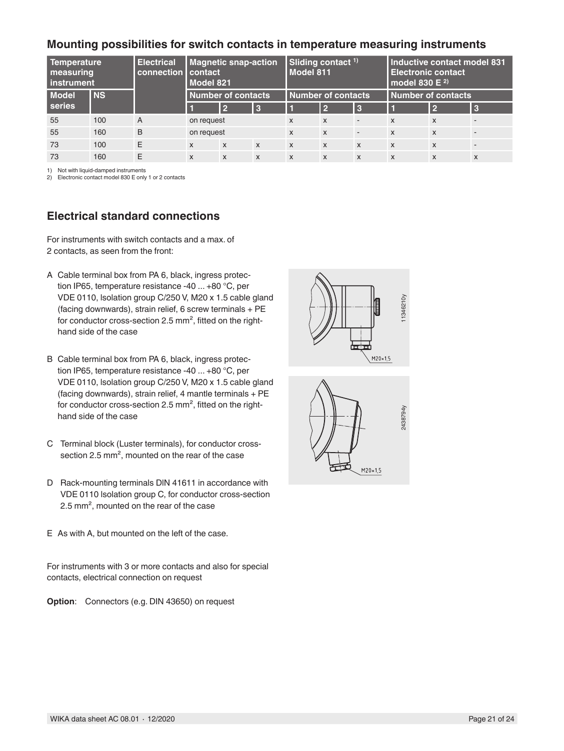## Mounting possibilities for switch contacts in temperature measuring instruments

| Temperature measuring instrument | | Electrical connection | Magnetic snap-action contact Model 821 | | | Sliding contact [1] Model 811 | | | Inductive contact model 831 Electronic contact model 830 E [2] | | |
|---|---|---|---|---|---|---|---|---|---|---|---|
| Model series | NS | | Number of contacts | | | Number of contacts | | | Number of contacts | | |
| | | | 1 | 2 | 3 | 1 | 2 | 3 | 1 | 2 | 3 |
| 55 | 100 | A | on request | | | x | x | - | x | x | - |
| 55 | 160 | B | on request | | | x | x | - | x | x | - |
| 73 | 100 | E | x | x | x | x | x | x | x | x | - |
| 73 | 160 | E | x | x | x | x | x | x | x | x | x |

1) Not with liquid-damped instruments
2) Electronic contact model 830 E only 1 or 2 contacts

## Electrical standard connections

For instruments with switch contacts and a max. of 2 contacts, as seen from the front:

A Cable terminal box from PA 6, black, ingress protection IP65, temperature resistance -40 ... +80 °C, per VDE 0110, Isolation group C/250 V, M20 x 1.5 cable gland (facing downwards), strain relief, 6 screw terminals + PE for conductor cross-section 2.5 mm², fitted on the right-hand side of the case

B Cable terminal box from PA 6, black, ingress protection IP65, temperature resistance -40 ... +80 °C, per VDE 0110, Isolation group C/250 V, M20 x 1.5 cable gland (facing downwards), strain relief, 4 mantle terminals + PE for conductor cross-section 2.5 mm², fitted on the right-hand side of the case

C Terminal block (Luster terminals), for conductor cross-section 2.5 mm², mounted on the rear of the case

D Rack-mounting terminals DIN 41611 in accordance with VDE 0110 Isolation group C, for conductor cross-section 2.5 mm², mounted on the rear of the case

E As with A, but mounted on the left of the case.

For instruments with 3 or more contacts and also for special contacts, electrical connection on request

**Option**: Connectors (e.g. DIN 43650) on request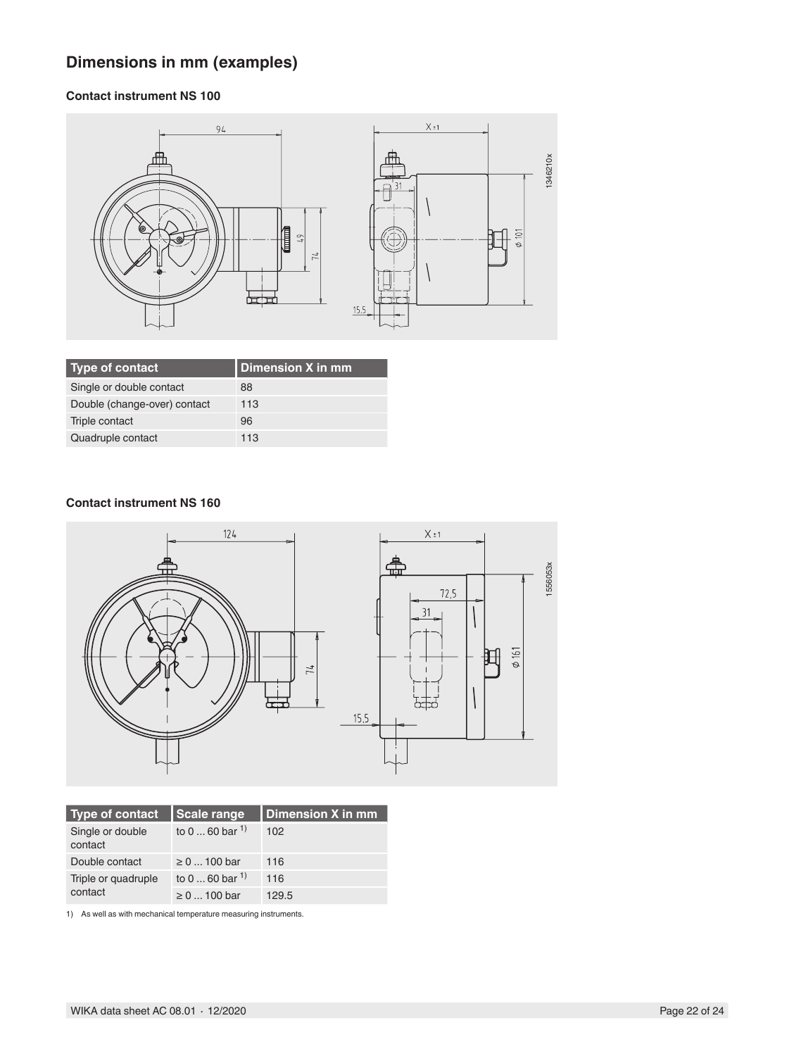## Dimensions in mm (examples)

### Contact instrument NS 100

| Type of contact | Dimension X in mm |
|---|---|
| Single or double contact | 88 |
| Double (change-over) contact | 113 |
| Triple contact | 96 |
| Quadruple contact | 113 |

### Contact instrument NS 160

| Type of contact | Scale range | Dimension X in mm |
|---|---|---|
| Single or double contact | to 0 ... 60 bar [1] | 102 |
| Double contact | ≥ 0 ... 100 bar | 116 |
| Triple or quadruple contact | to 0 ... 60 bar [1] | 116 |
| | ≥ 0 ... 100 bar | 129.5 |

1) As well as with mechanical temperature measuring instruments.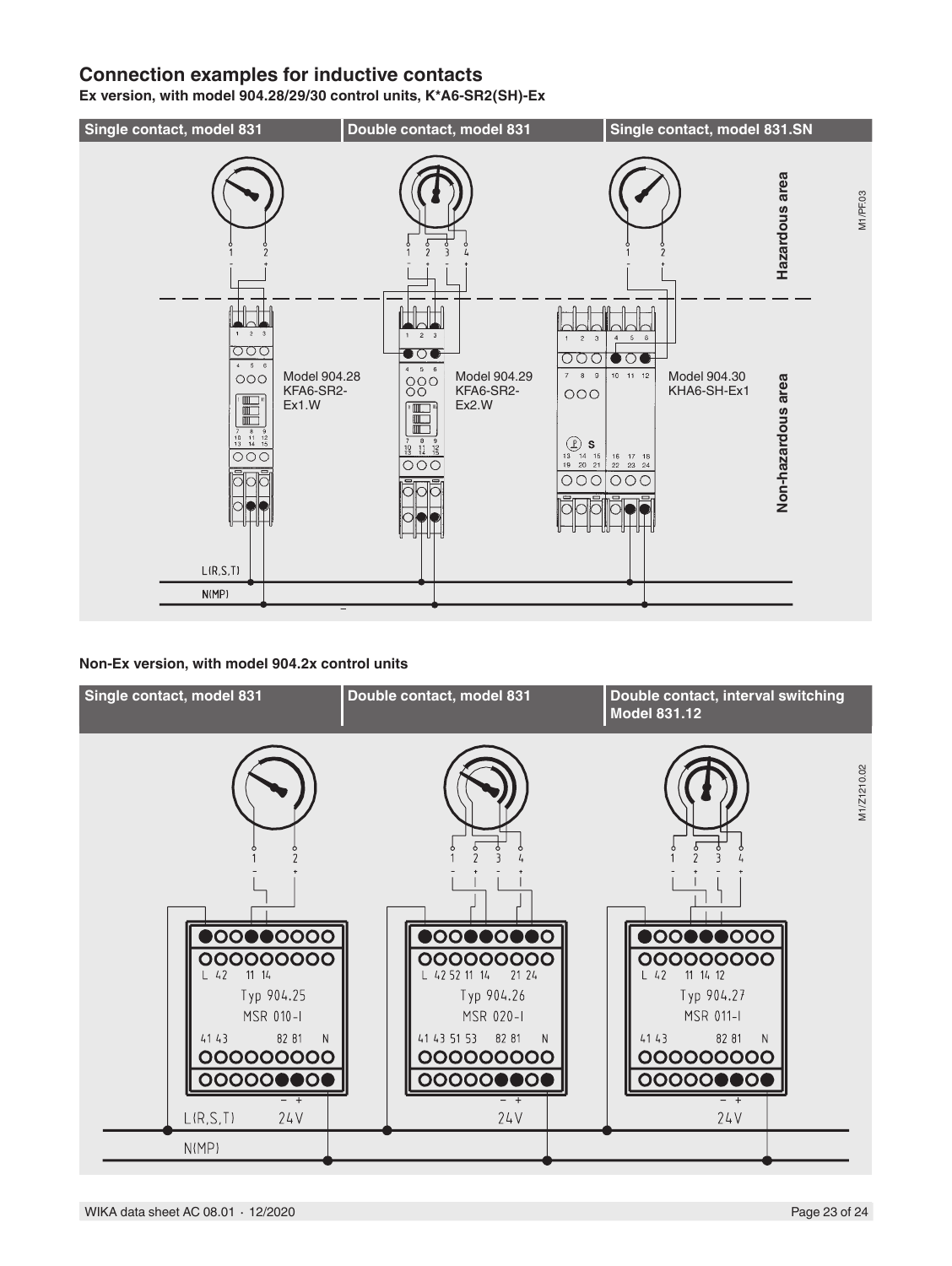## Connection examples for inductive contacts

**Ex version, with model 904.28/29/30 control units, K*A6-SR2(SH)-Ex**

| Single contact, model 831 | Double contact, model 831 | Single contact, model 831.SN |
|---|---|---|

Hazardous area

Non-hazardous area

Model 904.28 KFA6-SR2-Ex1.W

Model 904.29 KFA6-SR2-Ex2.W

Model 904.30 KHA6-SH-Ex1

L(R,S,T)

N(MP)

M1/PF.03

**Non-Ex version, with model 904.2x control units**

| Single contact, model 831 | Double contact, model 831 | Double contact, interval switching Model 831.12 |
|---|---|---|

Typ 904.25 MSR 010-I

Typ 904.26 MSR 020-I

Typ 904.27 MSR 011-I

L(R,S,T)

N(MP)

24V

M1/Z1210.02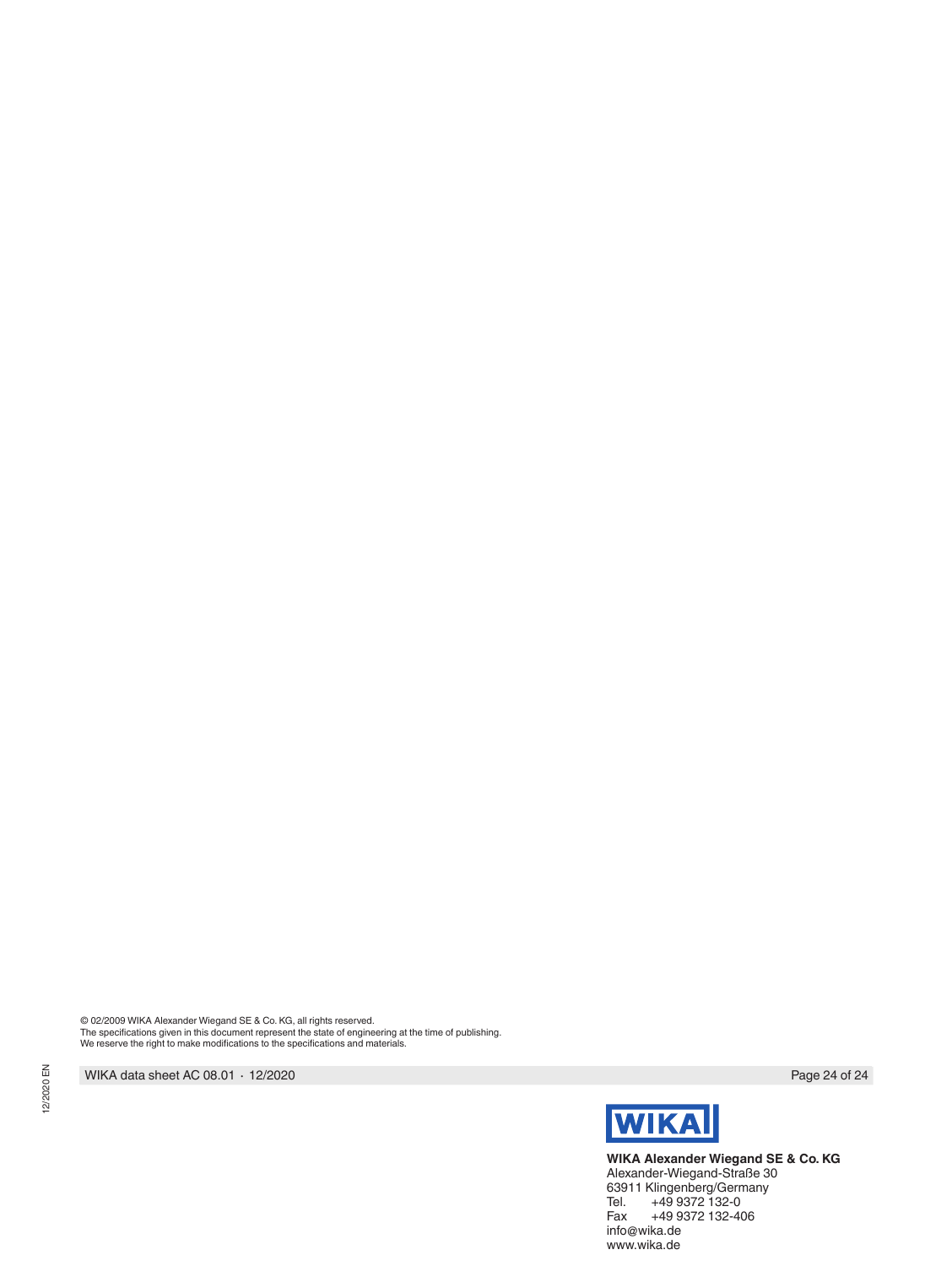© 02/2009 WIKA Alexander Wiegand SE & Co. KG, all rights reserved.
The specifications given in this document represent the state of engineering at the time of publishing.
We reserve the right to make modifications to the specifications and materials.

**WIKA Alexander Wiegand SE & Co. KG**
Alexander-Wiegand-Straße 30
63911 Klingenberg/Germany
Tel. +49 9372 132-0
Fax +49 9372 132-406
info@wika.de
www.wika.de